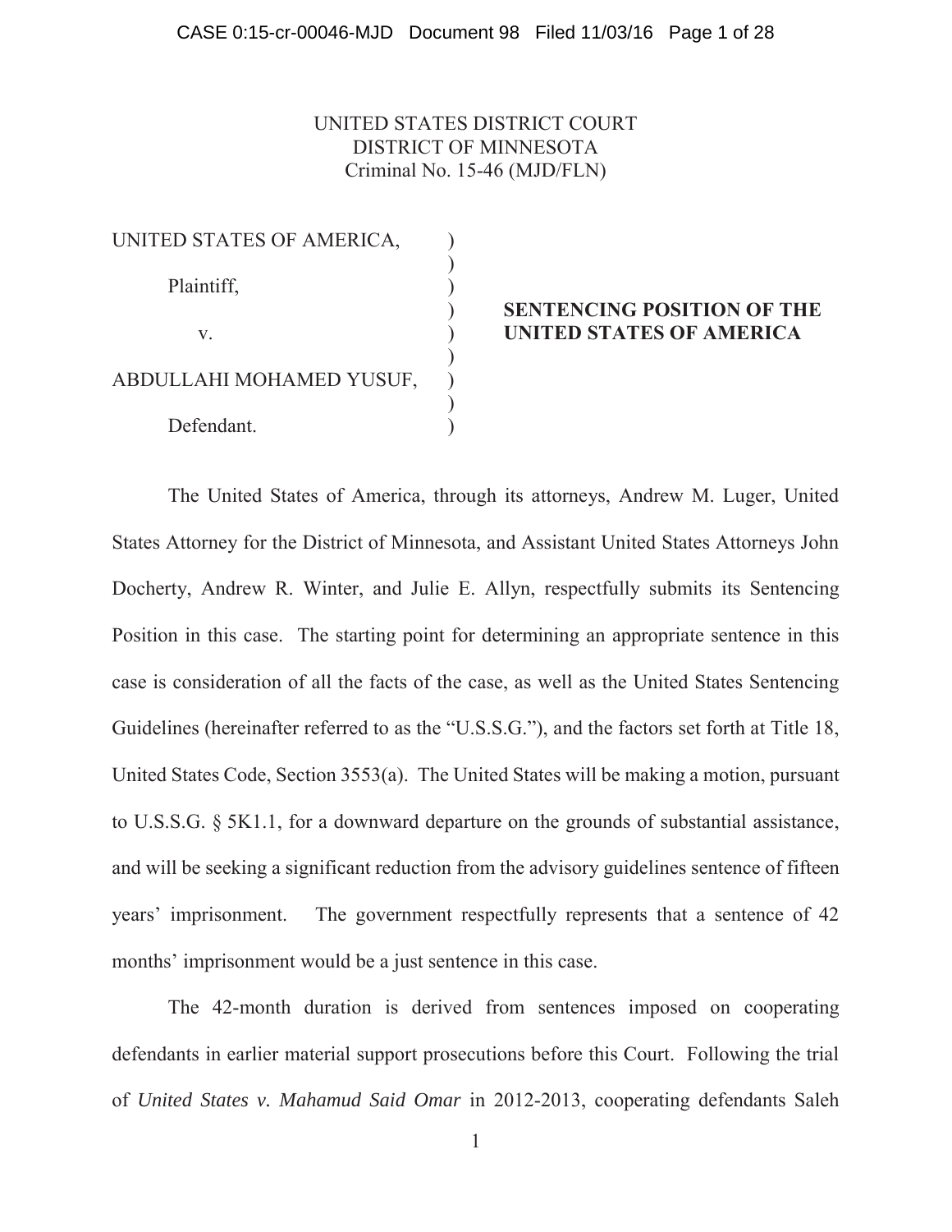UNITED STATES DISTRICT COURT
DISTRICT OF MINNESOTA
Criminal No. 15-46 (MJD/FLN)

| | | |
|---|---|---|
| UNITED STATES OF AMERICA, | ) | |
| Plaintiff, | ) | |
| v. | ) | **SENTENCING POSITION OF THE UNITED STATES OF AMERICA** |
| ABDULLAHI MOHAMED YUSUF, | ) | |
| Defendant. | ) | |

The United States of America, through its attorneys, Andrew M. Luger, United States Attorney for the District of Minnesota, and Assistant United States Attorneys John Docherty, Andrew R. Winter, and Julie E. Allyn, respectfully submits its Sentencing Position in this case. The starting point for determining an appropriate sentence in this case is consideration of all the facts of the case, as well as the United States Sentencing Guidelines (hereinafter referred to as the "U.S.S.G."), and the factors set forth at Title 18, United States Code, Section 3553(a). The United States will be making a motion, pursuant to U.S.S.G. § 5K1.1, for a downward departure on the grounds of substantial assistance, and will be seeking a significant reduction from the advisory guidelines sentence of fifteen years' imprisonment. The government respectfully represents that a sentence of 42 months' imprisonment would be a just sentence in this case.

The 42-month duration is derived from sentences imposed on cooperating defendants in earlier material support prosecutions before this Court. Following the trial of *United States v. Mahamud Said Omar* in 2012-2013, cooperating defendants Saleh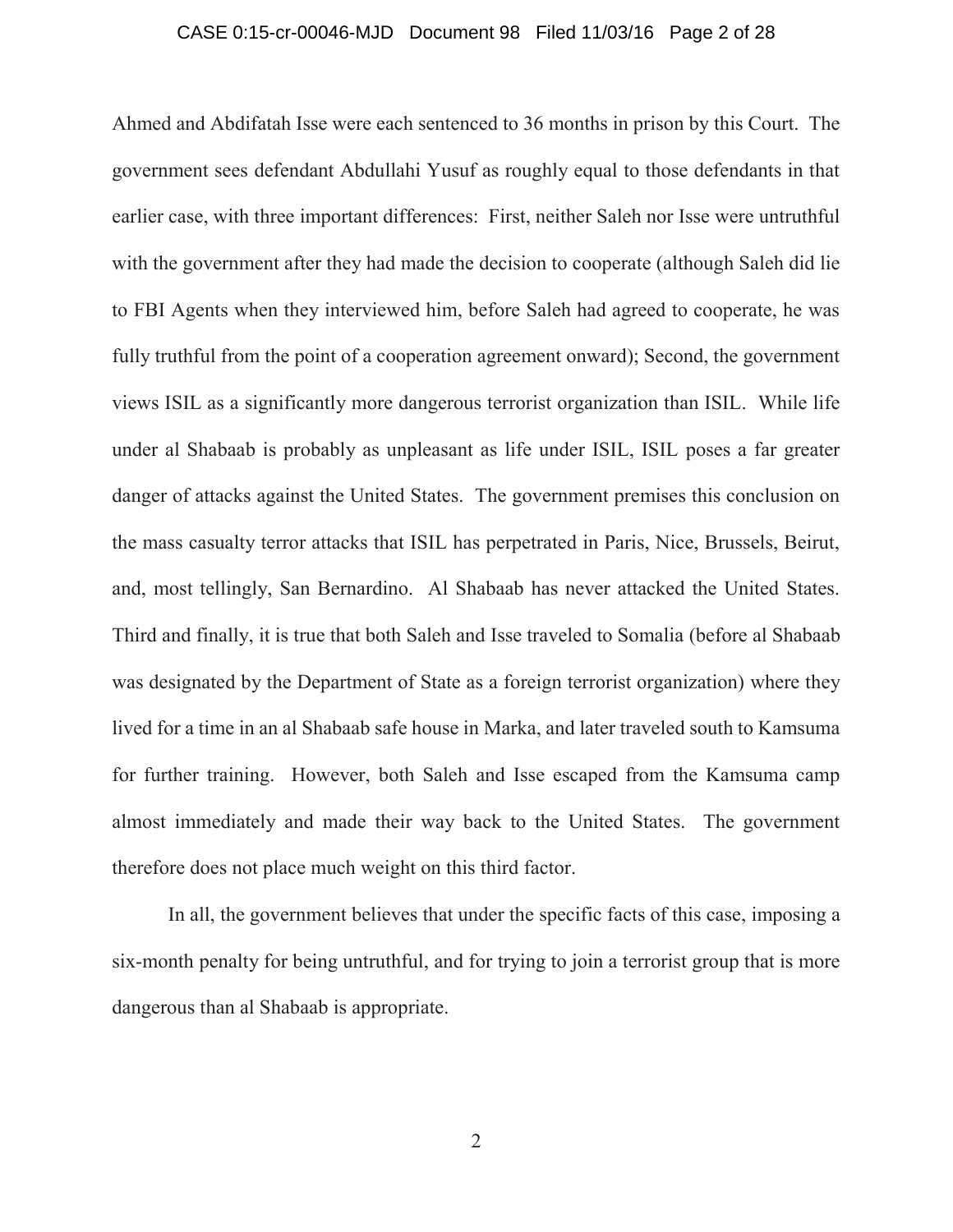Ahmed and Abdifatah Isse were each sentenced to 36 months in prison by this Court. The government sees defendant Abdullahi Yusuf as roughly equal to those defendants in that earlier case, with three important differences: First, neither Saleh nor Isse were untruthful with the government after they had made the decision to cooperate (although Saleh did lie to FBI Agents when they interviewed him, before Saleh had agreed to cooperate, he was fully truthful from the point of a cooperation agreement onward); Second, the government views ISIL as a significantly more dangerous terrorist organization than ISIL. While life under al Shabaab is probably as unpleasant as life under ISIL, ISIL poses a far greater danger of attacks against the United States. The government premises this conclusion on the mass casualty terror attacks that ISIL has perpetrated in Paris, Nice, Brussels, Beirut, and, most tellingly, San Bernardino. Al Shabaab has never attacked the United States. Third and finally, it is true that both Saleh and Isse traveled to Somalia (before al Shabaab was designated by the Department of State as a foreign terrorist organization) where they lived for a time in an al Shabaab safe house in Marka, and later traveled south to Kamsuma for further training. However, both Saleh and Isse escaped from the Kamsuma camp almost immediately and made their way back to the United States. The government therefore does not place much weight on this third factor.

In all, the government believes that under the specific facts of this case, imposing a six-month penalty for being untruthful, and for trying to join a terrorist group that is more dangerous than al Shabaab is appropriate.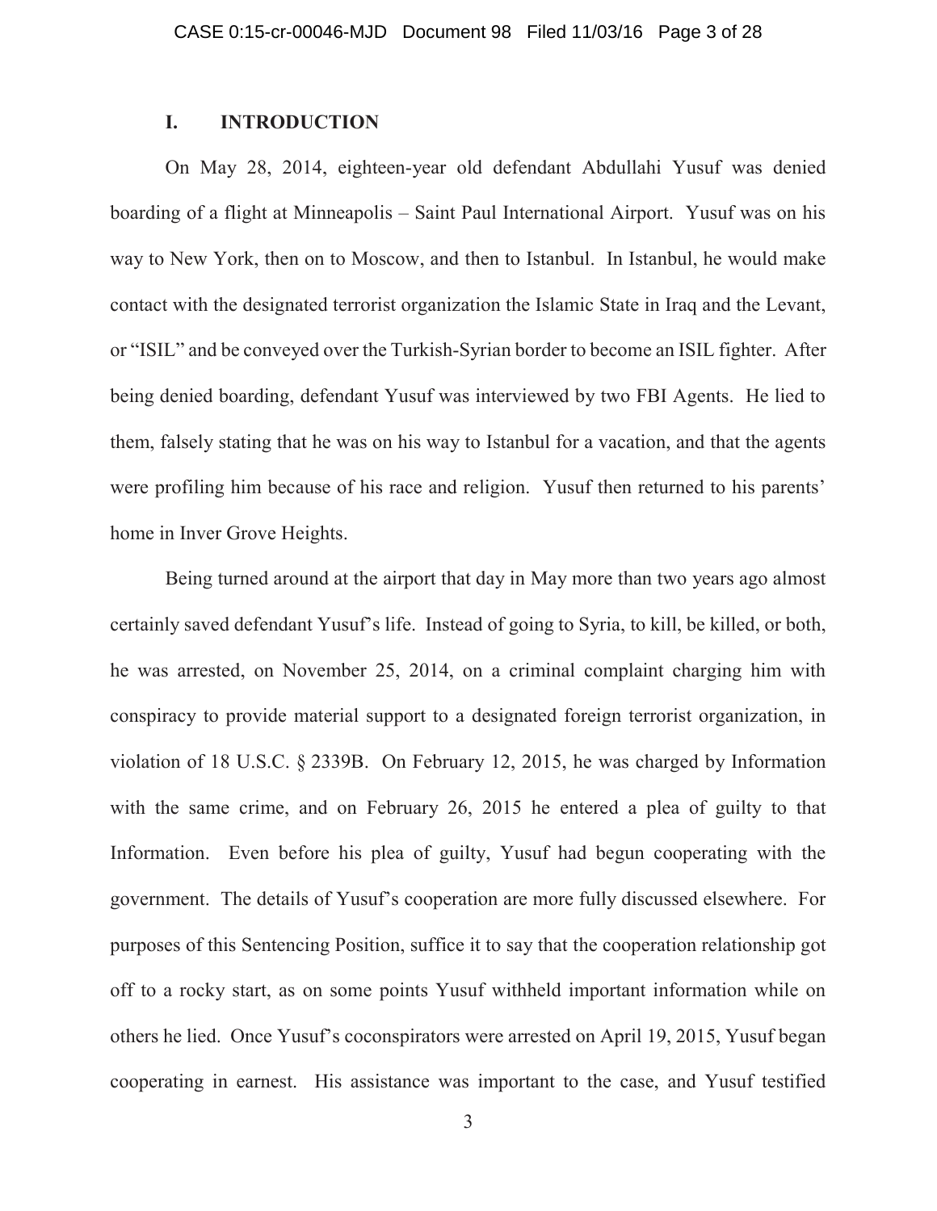## I. INTRODUCTION

On May 28, 2014, eighteen-year old defendant Abdullahi Yusuf was denied boarding of a flight at Minneapolis – Saint Paul International Airport. Yusuf was on his way to New York, then on to Moscow, and then to Istanbul. In Istanbul, he would make contact with the designated terrorist organization the Islamic State in Iraq and the Levant, or "ISIL" and be conveyed over the Turkish-Syrian border to become an ISIL fighter. After being denied boarding, defendant Yusuf was interviewed by two FBI Agents. He lied to them, falsely stating that he was on his way to Istanbul for a vacation, and that the agents were profiling him because of his race and religion. Yusuf then returned to his parents' home in Inver Grove Heights.

Being turned around at the airport that day in May more than two years ago almost certainly saved defendant Yusuf's life. Instead of going to Syria, to kill, be killed, or both, he was arrested, on November 25, 2014, on a criminal complaint charging him with conspiracy to provide material support to a designated foreign terrorist organization, in violation of 18 U.S.C. § 2339B. On February 12, 2015, he was charged by Information with the same crime, and on February 26, 2015 he entered a plea of guilty to that Information. Even before his plea of guilty, Yusuf had begun cooperating with the government. The details of Yusuf's cooperation are more fully discussed elsewhere. For purposes of this Sentencing Position, suffice it to say that the cooperation relationship got off to a rocky start, as on some points Yusuf withheld important information while on others he lied. Once Yusuf's coconspirators were arrested on April 19, 2015, Yusuf began cooperating in earnest. His assistance was important to the case, and Yusuf testified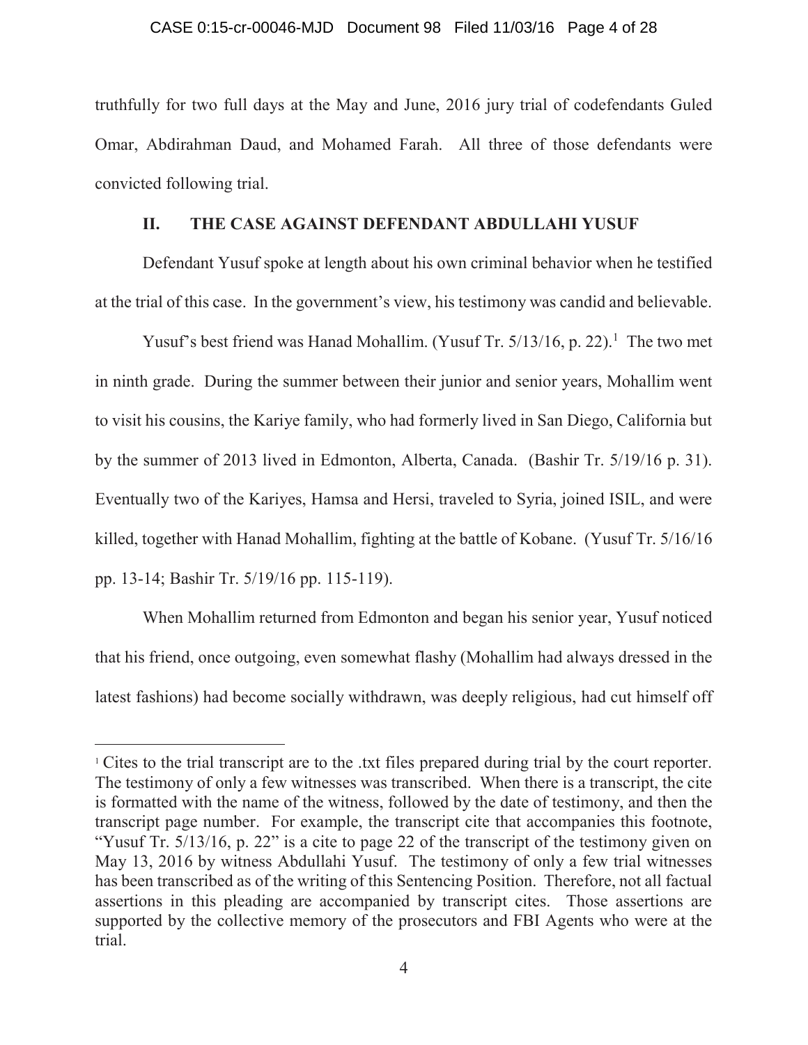truthfully for two full days at the May and June, 2016 jury trial of codefendants Guled Omar, Abdirahman Daud, and Mohamed Farah. All three of those defendants were convicted following trial.

## II. THE CASE AGAINST DEFENDANT ABDULLAHI YUSUF

Defendant Yusuf spoke at length about his own criminal behavior when he testified at the trial of this case. In the government's view, his testimony was candid and believable.

Yusuf's best friend was Hanad Mohallim. (Yusuf Tr. 5/13/16, p. 22).[1] The two met in ninth grade. During the summer between their junior and senior years, Mohallim went to visit his cousins, the Kariye family, who had formerly lived in San Diego, California but by the summer of 2013 lived in Edmonton, Alberta, Canada. (Bashir Tr. 5/19/16 p. 31). Eventually two of the Kariyes, Hamsa and Hersi, traveled to Syria, joined ISIL, and were killed, together with Hanad Mohallim, fighting at the battle of Kobane. (Yusuf Tr. 5/16/16 pp. 13-14; Bashir Tr. 5/19/16 pp. 115-119).

When Mohallim returned from Edmonton and began his senior year, Yusuf noticed that his friend, once outgoing, even somewhat flashy (Mohallim had always dressed in the latest fashions) had become socially withdrawn, was deeply religious, had cut himself off

---

[1] Cites to the trial transcript are to the .txt files prepared during trial by the court reporter. The testimony of only a few witnesses was transcribed. When there is a transcript, the cite is formatted with the name of the witness, followed by the date of testimony, and then the transcript page number. For example, the transcript cite that accompanies this footnote, "Yusuf Tr. 5/13/16, p. 22" is a cite to page 22 of the transcript of the testimony given on May 13, 2016 by witness Abdullahi Yusuf. The testimony of only a few trial witnesses has been transcribed as of the writing of this Sentencing Position. Therefore, not all factual assertions in this pleading are accompanied by transcript cites. Those assertions are supported by the collective memory of the prosecutors and FBI Agents who were at the trial.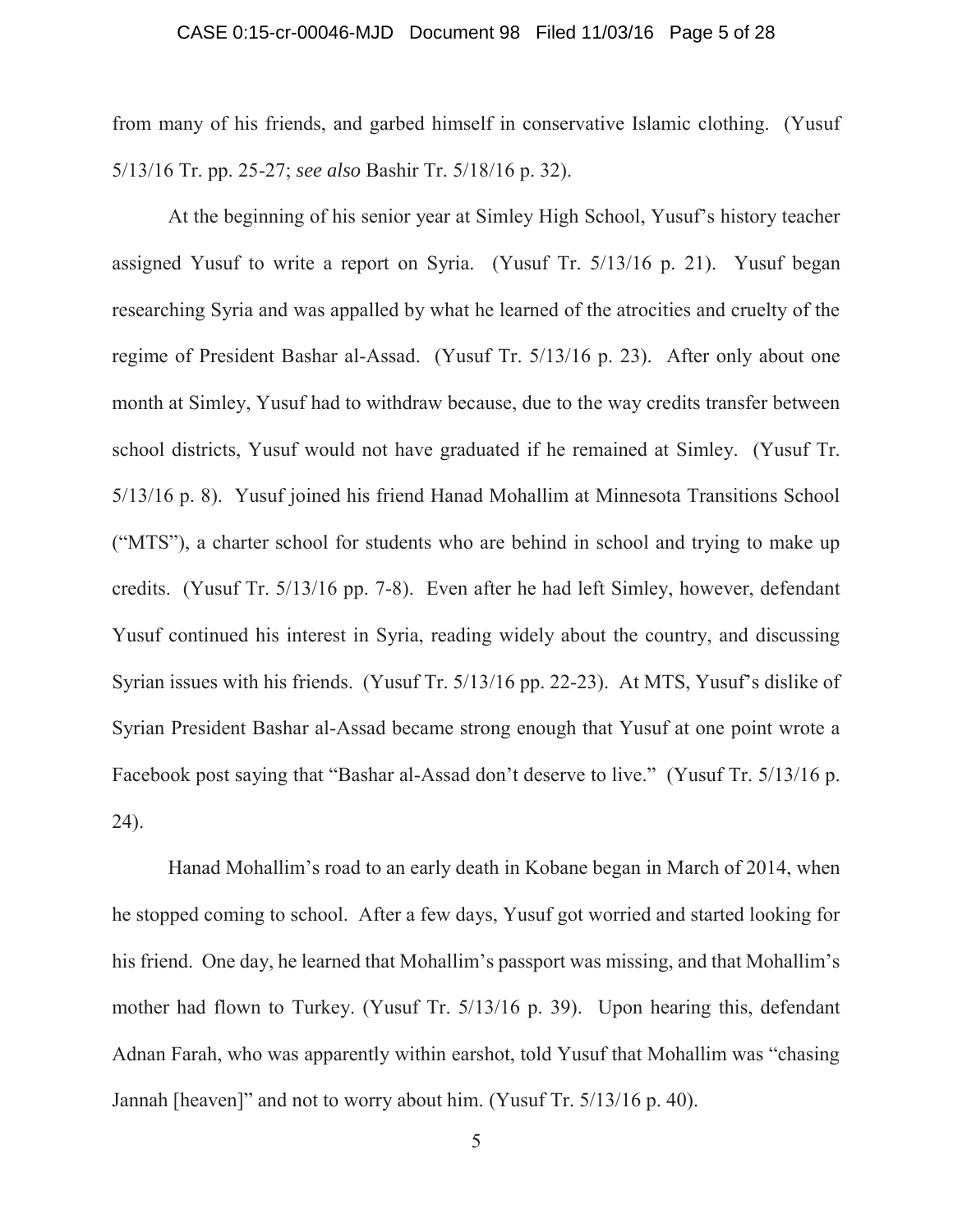from many of his friends, and garbed himself in conservative Islamic clothing. (Yusuf 5/13/16 Tr. pp. 25-27; *see also* Bashir Tr. 5/18/16 p. 32).

At the beginning of his senior year at Simley High School, Yusuf's history teacher assigned Yusuf to write a report on Syria. (Yusuf Tr. 5/13/16 p. 21). Yusuf began researching Syria and was appalled by what he learned of the atrocities and cruelty of the regime of President Bashar al-Assad. (Yusuf Tr. 5/13/16 p. 23). After only about one month at Simley, Yusuf had to withdraw because, due to the way credits transfer between school districts, Yusuf would not have graduated if he remained at Simley. (Yusuf Tr. 5/13/16 p. 8). Yusuf joined his friend Hanad Mohallim at Minnesota Transitions School ("MTS"), a charter school for students who are behind in school and trying to make up credits. (Yusuf Tr. 5/13/16 pp. 7-8). Even after he had left Simley, however, defendant Yusuf continued his interest in Syria, reading widely about the country, and discussing Syrian issues with his friends. (Yusuf Tr. 5/13/16 pp. 22-23). At MTS, Yusuf's dislike of Syrian President Bashar al-Assad became strong enough that Yusuf at one point wrote a Facebook post saying that "Bashar al-Assad don't deserve to live." (Yusuf Tr. 5/13/16 p. 24).

Hanad Mohallim's road to an early death in Kobane began in March of 2014, when he stopped coming to school. After a few days, Yusuf got worried and started looking for his friend. One day, he learned that Mohallim's passport was missing, and that Mohallim's mother had flown to Turkey. (Yusuf Tr. 5/13/16 p. 39). Upon hearing this, defendant Adnan Farah, who was apparently within earshot, told Yusuf that Mohallim was "chasing Jannah [heaven]" and not to worry about him. (Yusuf Tr. 5/13/16 p. 40).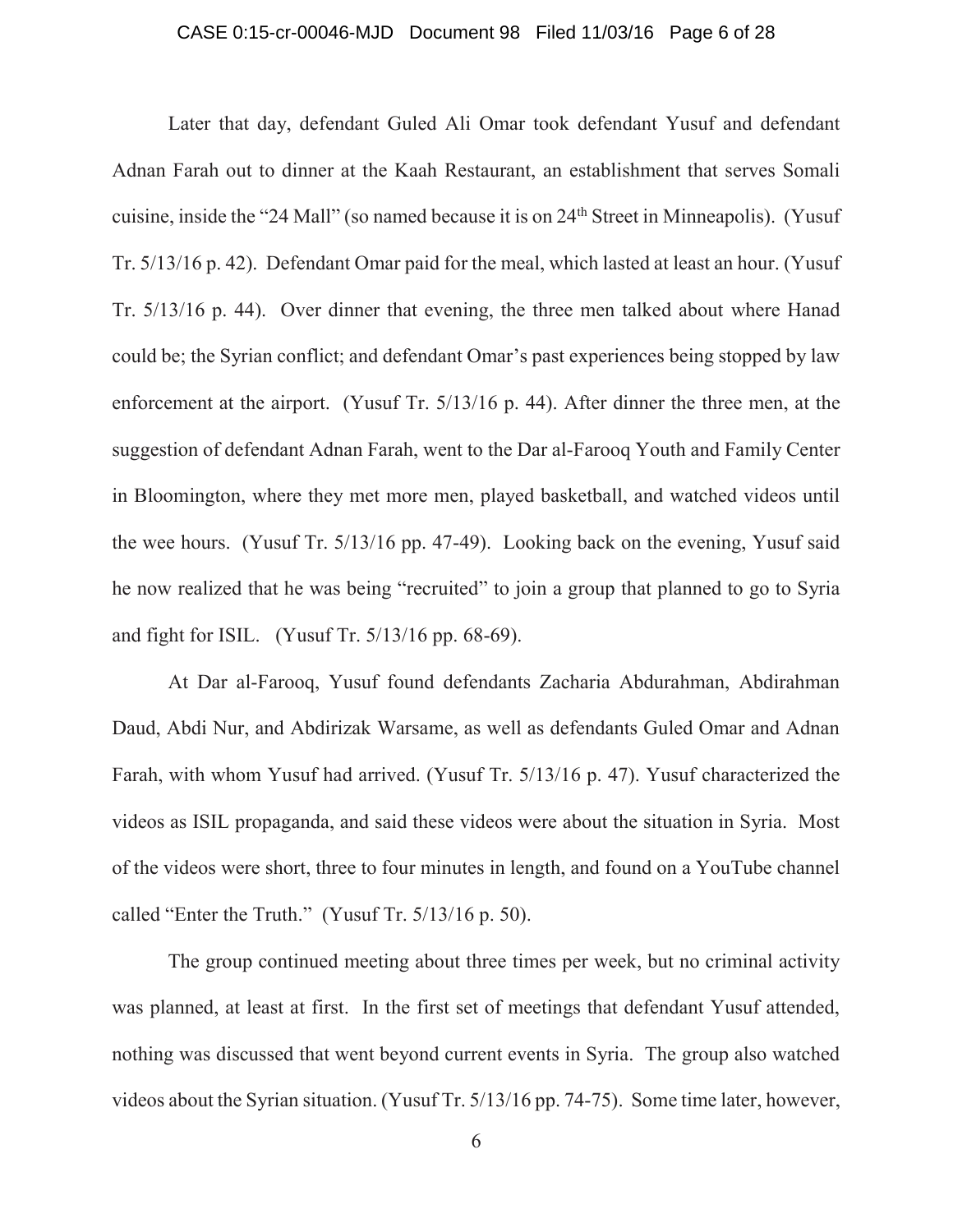Later that day, defendant Guled Ali Omar took defendant Yusuf and defendant Adnan Farah out to dinner at the Kaah Restaurant, an establishment that serves Somali cuisine, inside the "24 Mall" (so named because it is on 24th Street in Minneapolis). (Yusuf Tr. 5/13/16 p. 42). Defendant Omar paid for the meal, which lasted at least an hour. (Yusuf Tr. 5/13/16 p. 44). Over dinner that evening, the three men talked about where Hanad could be; the Syrian conflict; and defendant Omar's past experiences being stopped by law enforcement at the airport. (Yusuf Tr. 5/13/16 p. 44). After dinner the three men, at the suggestion of defendant Adnan Farah, went to the Dar al-Farooq Youth and Family Center in Bloomington, where they met more men, played basketball, and watched videos until the wee hours. (Yusuf Tr. 5/13/16 pp. 47-49). Looking back on the evening, Yusuf said he now realized that he was being "recruited" to join a group that planned to go to Syria and fight for ISIL. (Yusuf Tr. 5/13/16 pp. 68-69).

At Dar al-Farooq, Yusuf found defendants Zacharia Abdurahman, Abdirahman Daud, Abdi Nur, and Abdirizak Warsame, as well as defendants Guled Omar and Adnan Farah, with whom Yusuf had arrived. (Yusuf Tr. 5/13/16 p. 47). Yusuf characterized the videos as ISIL propaganda, and said these videos were about the situation in Syria. Most of the videos were short, three to four minutes in length, and found on a YouTube channel called "Enter the Truth." (Yusuf Tr. 5/13/16 p. 50).

The group continued meeting about three times per week, but no criminal activity was planned, at least at first. In the first set of meetings that defendant Yusuf attended, nothing was discussed that went beyond current events in Syria. The group also watched videos about the Syrian situation. (Yusuf Tr. 5/13/16 pp. 74-75). Some time later, however,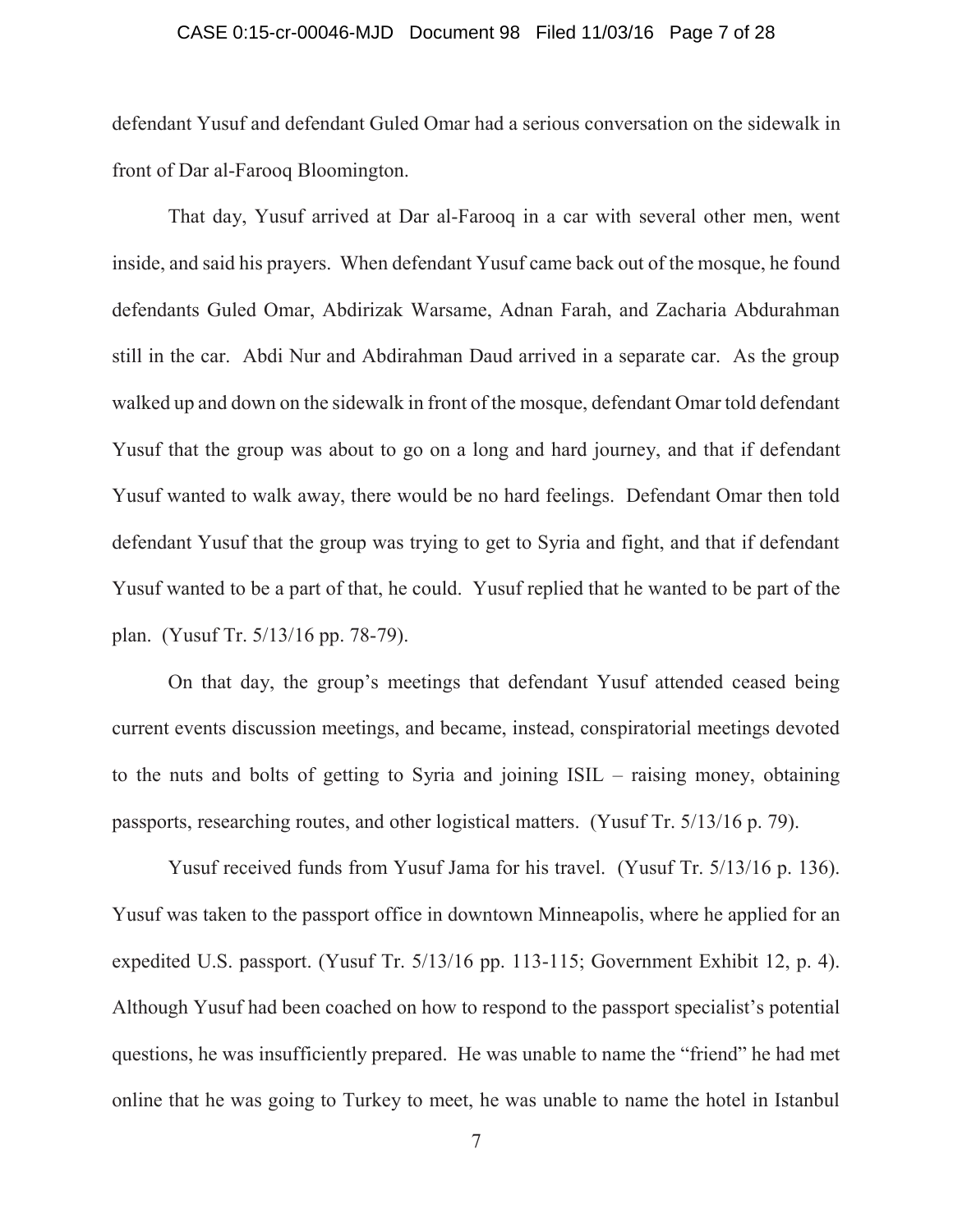defendant Yusuf and defendant Guled Omar had a serious conversation on the sidewalk in front of Dar al-Farooq Bloomington.

That day, Yusuf arrived at Dar al-Farooq in a car with several other men, went inside, and said his prayers. When defendant Yusuf came back out of the mosque, he found defendants Guled Omar, Abdirizak Warsame, Adnan Farah, and Zacharia Abdurahman still in the car. Abdi Nur and Abdirahman Daud arrived in a separate car. As the group walked up and down on the sidewalk in front of the mosque, defendant Omar told defendant Yusuf that the group was about to go on a long and hard journey, and that if defendant Yusuf wanted to walk away, there would be no hard feelings. Defendant Omar then told defendant Yusuf that the group was trying to get to Syria and fight, and that if defendant Yusuf wanted to be a part of that, he could. Yusuf replied that he wanted to be part of the plan. (Yusuf Tr. 5/13/16 pp. 78-79).

On that day, the group's meetings that defendant Yusuf attended ceased being current events discussion meetings, and became, instead, conspiratorial meetings devoted to the nuts and bolts of getting to Syria and joining ISIL – raising money, obtaining passports, researching routes, and other logistical matters. (Yusuf Tr. 5/13/16 p. 79).

Yusuf received funds from Yusuf Jama for his travel. (Yusuf Tr. 5/13/16 p. 136). Yusuf was taken to the passport office in downtown Minneapolis, where he applied for an expedited U.S. passport. (Yusuf Tr. 5/13/16 pp. 113-115; Government Exhibit 12, p. 4). Although Yusuf had been coached on how to respond to the passport specialist's potential questions, he was insufficiently prepared. He was unable to name the "friend" he had met online that he was going to Turkey to meet, he was unable to name the hotel in Istanbul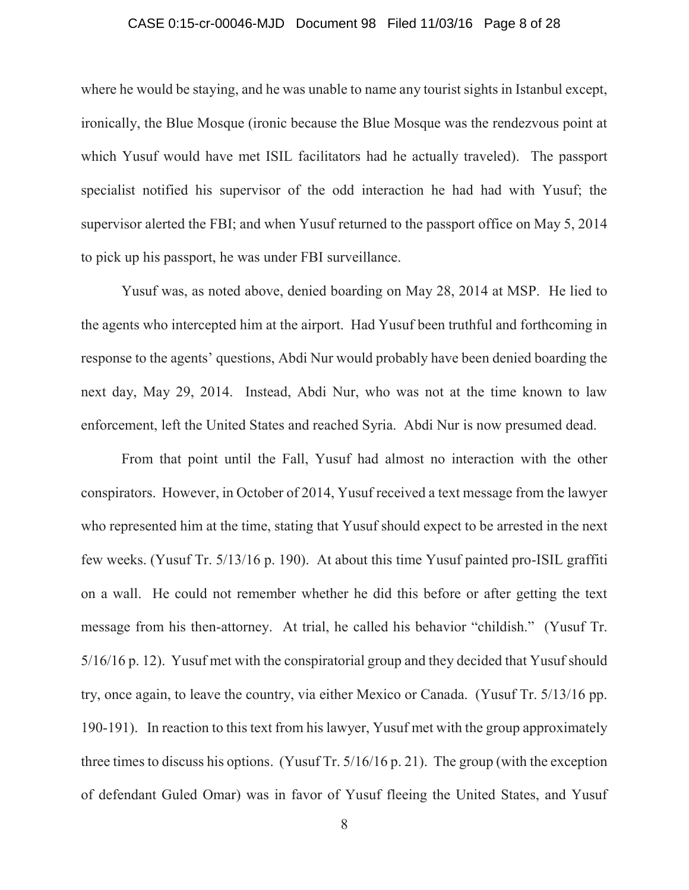where he would be staying, and he was unable to name any tourist sights in Istanbul except, ironically, the Blue Mosque (ironic because the Blue Mosque was the rendezvous point at which Yusuf would have met ISIL facilitators had he actually traveled). The passport specialist notified his supervisor of the odd interaction he had had with Yusuf; the supervisor alerted the FBI; and when Yusuf returned to the passport office on May 5, 2014 to pick up his passport, he was under FBI surveillance.

Yusuf was, as noted above, denied boarding on May 28, 2014 at MSP. He lied to the agents who intercepted him at the airport. Had Yusuf been truthful and forthcoming in response to the agents' questions, Abdi Nur would probably have been denied boarding the next day, May 29, 2014. Instead, Abdi Nur, who was not at the time known to law enforcement, left the United States and reached Syria. Abdi Nur is now presumed dead.

From that point until the Fall, Yusuf had almost no interaction with the other conspirators. However, in October of 2014, Yusuf received a text message from the lawyer who represented him at the time, stating that Yusuf should expect to be arrested in the next few weeks. (Yusuf Tr. 5/13/16 p. 190). At about this time Yusuf painted pro-ISIL graffiti on a wall. He could not remember whether he did this before or after getting the text message from his then-attorney. At trial, he called his behavior "childish." (Yusuf Tr. 5/16/16 p. 12). Yusuf met with the conspiratorial group and they decided that Yusuf should try, once again, to leave the country, via either Mexico or Canada. (Yusuf Tr. 5/13/16 pp. 190-191). In reaction to this text from his lawyer, Yusuf met with the group approximately three times to discuss his options. (Yusuf Tr. 5/16/16 p. 21). The group (with the exception of defendant Guled Omar) was in favor of Yusuf fleeing the United States, and Yusuf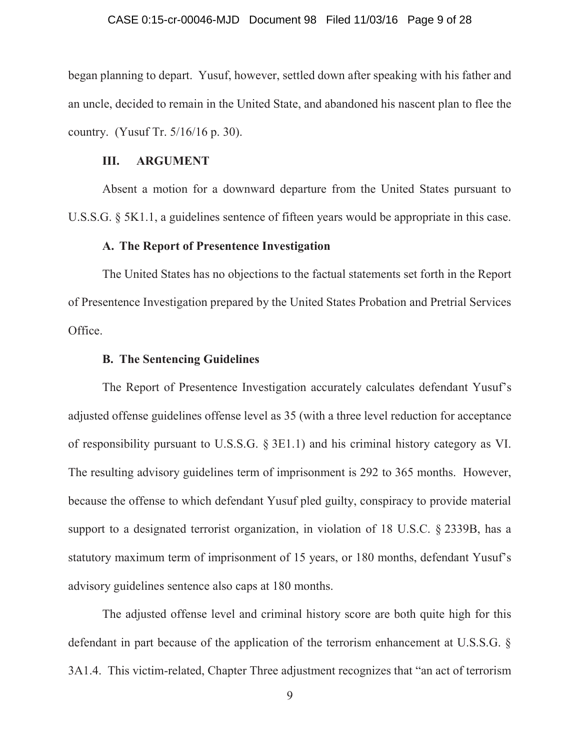began planning to depart. Yusuf, however, settled down after speaking with his father and an uncle, decided to remain in the United State, and abandoned his nascent plan to flee the country. (Yusuf Tr. 5/16/16 p. 30).

## III. ARGUMENT

Absent a motion for a downward departure from the United States pursuant to U.S.S.G. § 5K1.1, a guidelines sentence of fifteen years would be appropriate in this case.

### A. The Report of Presentence Investigation

The United States has no objections to the factual statements set forth in the Report of Presentence Investigation prepared by the United States Probation and Pretrial Services Office.

### B. The Sentencing Guidelines

The Report of Presentence Investigation accurately calculates defendant Yusuf's adjusted offense guidelines offense level as 35 (with a three level reduction for acceptance of responsibility pursuant to U.S.S.G. § 3E1.1) and his criminal history category as VI. The resulting advisory guidelines term of imprisonment is 292 to 365 months. However, because the offense to which defendant Yusuf pled guilty, conspiracy to provide material support to a designated terrorist organization, in violation of 18 U.S.C. § 2339B, has a statutory maximum term of imprisonment of 15 years, or 180 months, defendant Yusuf's advisory guidelines sentence also caps at 180 months.

The adjusted offense level and criminal history score are both quite high for this defendant in part because of the application of the terrorism enhancement at U.S.S.G. § 3A1.4. This victim-related, Chapter Three adjustment recognizes that "an act of terrorism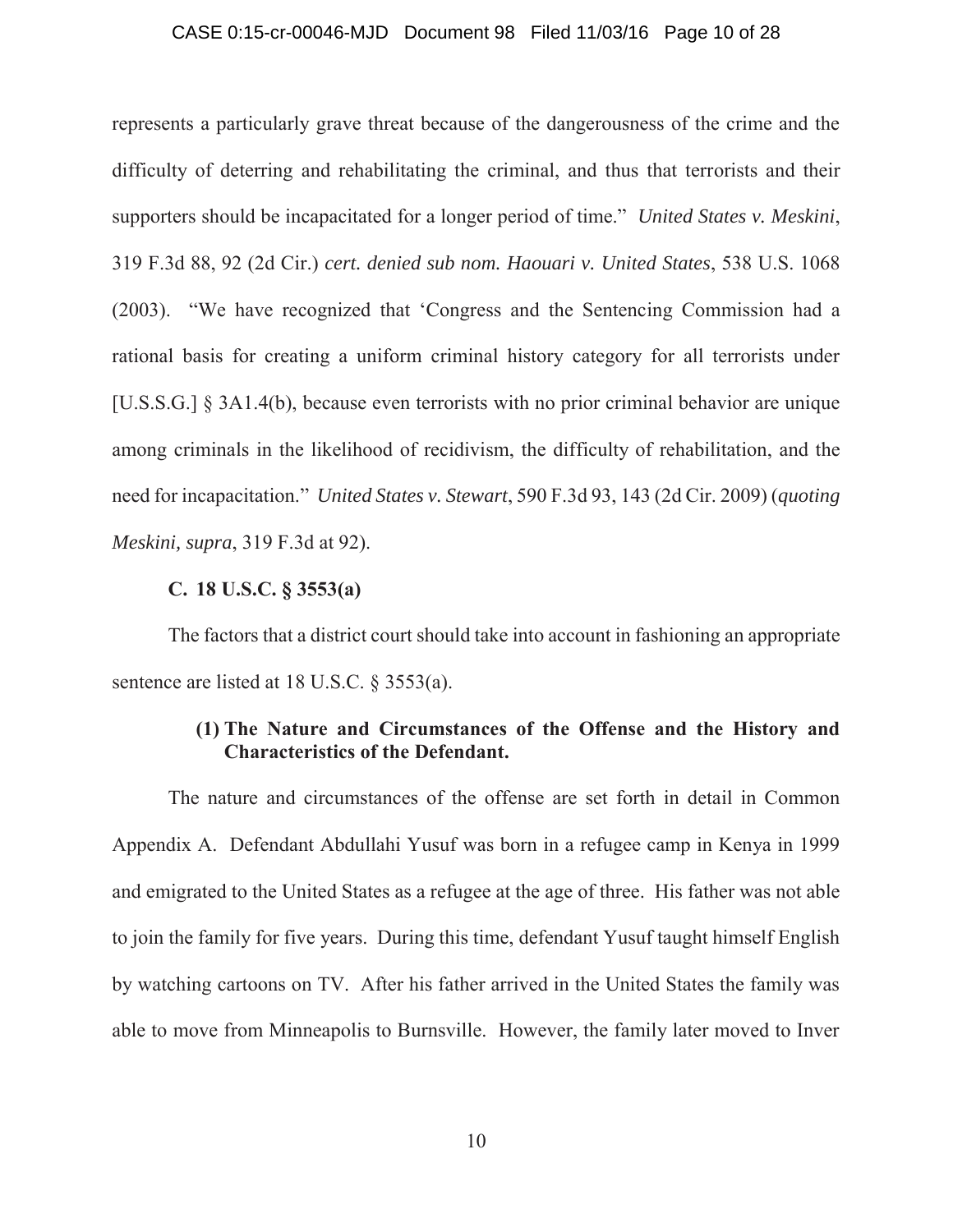represents a particularly grave threat because of the dangerousness of the crime and the difficulty of deterring and rehabilitating the criminal, and thus that terrorists and their supporters should be incapacitated for a longer period of time." *United States v. Meskini*, 319 F.3d 88, 92 (2d Cir.) *cert. denied sub nom. Haouari v. United States*, 538 U.S. 1068 (2003). "We have recognized that 'Congress and the Sentencing Commission had a rational basis for creating a uniform criminal history category for all terrorists under [U.S.S.G.] § 3A1.4(b), because even terrorists with no prior criminal behavior are unique among criminals in the likelihood of recidivism, the difficulty of rehabilitation, and the need for incapacitation." *United States v. Stewart*, 590 F.3d 93, 143 (2d Cir. 2009) (*quoting Meskini, supra*, 319 F.3d at 92).

**C. 18 U.S.C. § 3553(a)**

The factors that a district court should take into account in fashioning an appropriate sentence are listed at 18 U.S.C. § 3553(a).

**(1) The Nature and Circumstances of the Offense and the History and Characteristics of the Defendant.**

The nature and circumstances of the offense are set forth in detail in Common Appendix A. Defendant Abdullahi Yusuf was born in a refugee camp in Kenya in 1999 and emigrated to the United States as a refugee at the age of three. His father was not able to join the family for five years. During this time, defendant Yusuf taught himself English by watching cartoons on TV. After his father arrived in the United States the family was able to move from Minneapolis to Burnsville. However, the family later moved to Inver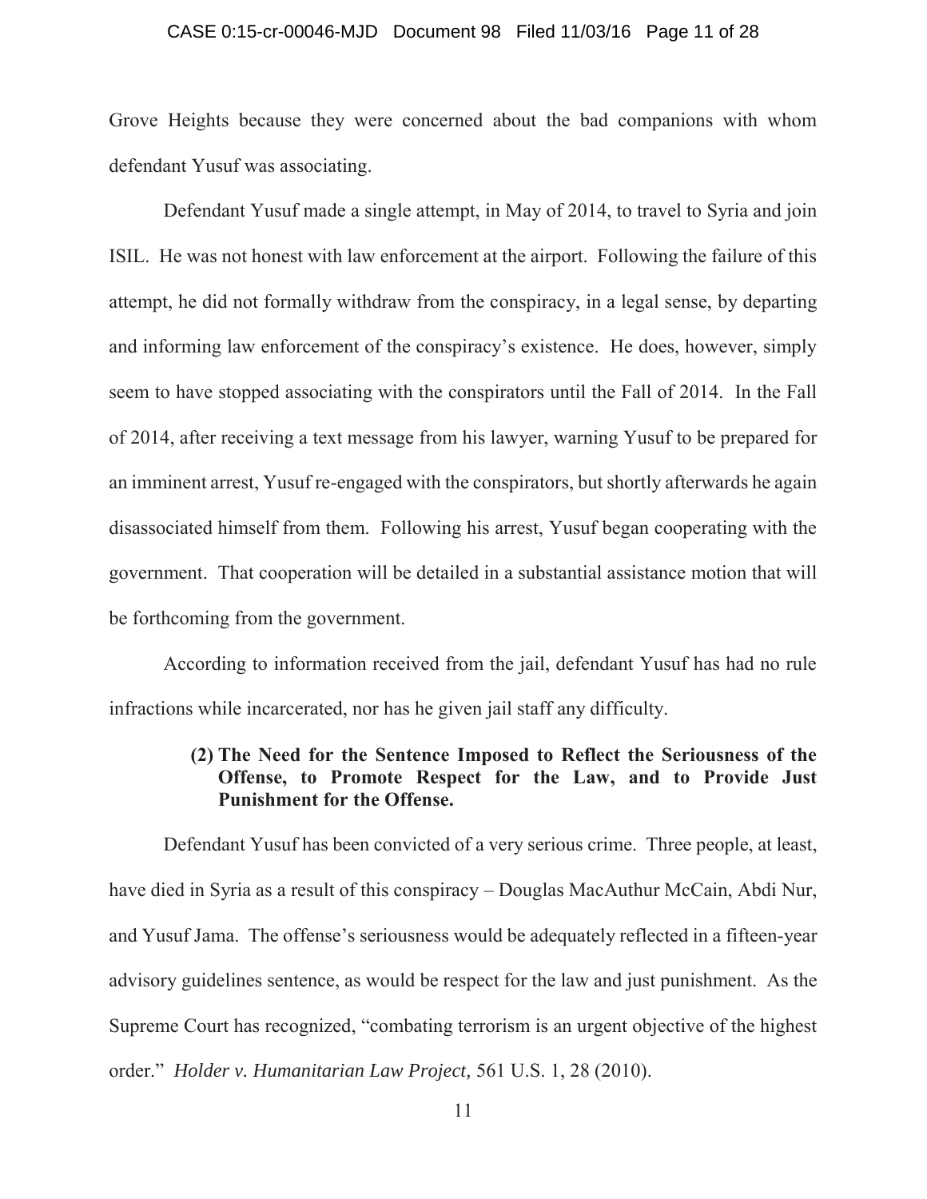Grove Heights because they were concerned about the bad companions with whom defendant Yusuf was associating.

Defendant Yusuf made a single attempt, in May of 2014, to travel to Syria and join ISIL. He was not honest with law enforcement at the airport. Following the failure of this attempt, he did not formally withdraw from the conspiracy, in a legal sense, by departing and informing law enforcement of the conspiracy's existence. He does, however, simply seem to have stopped associating with the conspirators until the Fall of 2014. In the Fall of 2014, after receiving a text message from his lawyer, warning Yusuf to be prepared for an imminent arrest, Yusuf re-engaged with the conspirators, but shortly afterwards he again disassociated himself from them. Following his arrest, Yusuf began cooperating with the government. That cooperation will be detailed in a substantial assistance motion that will be forthcoming from the government.

According to information received from the jail, defendant Yusuf has had no rule infractions while incarcerated, nor has he given jail staff any difficulty.

**(2) The Need for the Sentence Imposed to Reflect the Seriousness of the Offense, to Promote Respect for the Law, and to Provide Just Punishment for the Offense.**

Defendant Yusuf has been convicted of a very serious crime. Three people, at least, have died in Syria as a result of this conspiracy – Douglas MacAuthur McCain, Abdi Nur, and Yusuf Jama. The offense's seriousness would be adequately reflected in a fifteen-year advisory guidelines sentence, as would be respect for the law and just punishment. As the Supreme Court has recognized, "combating terrorism is an urgent objective of the highest order." *Holder v. Humanitarian Law Project,* 561 U.S. 1, 28 (2010).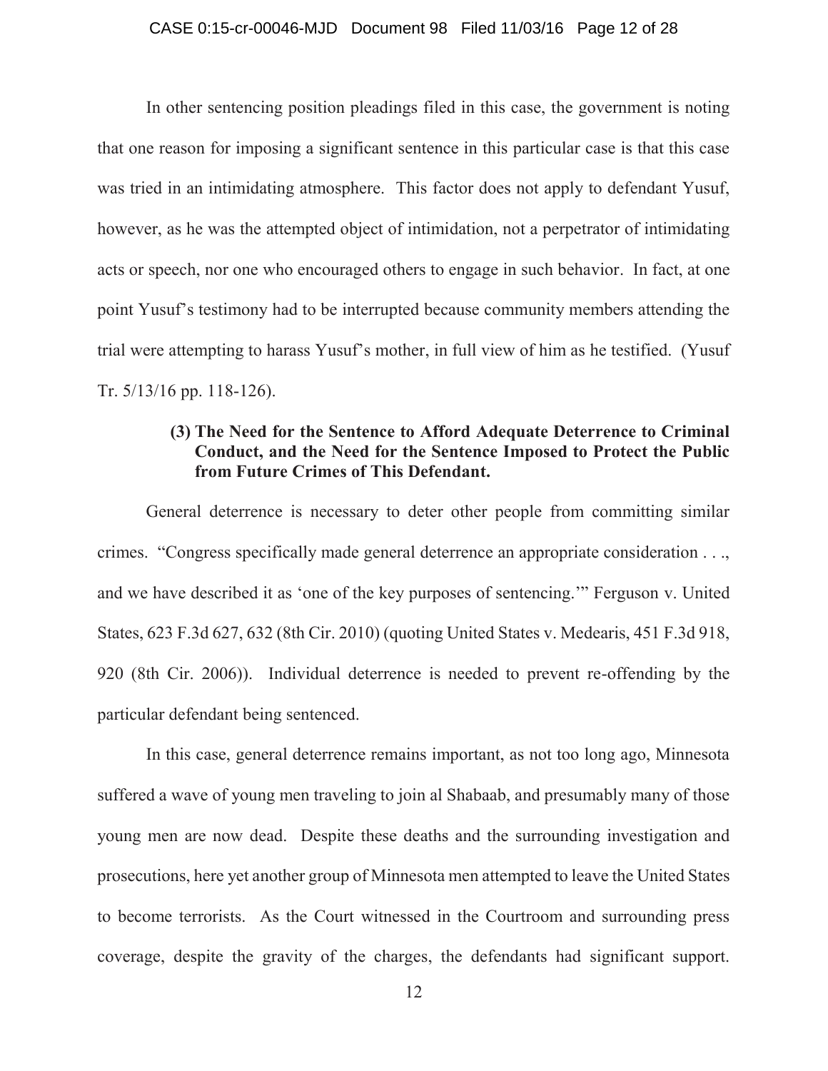In other sentencing position pleadings filed in this case, the government is noting that one reason for imposing a significant sentence in this particular case is that this case was tried in an intimidating atmosphere. This factor does not apply to defendant Yusuf, however, as he was the attempted object of intimidation, not a perpetrator of intimidating acts or speech, nor one who encouraged others to engage in such behavior. In fact, at one point Yusuf's testimony had to be interrupted because community members attending the trial were attempting to harass Yusuf's mother, in full view of him as he testified. (Yusuf Tr. 5/13/16 pp. 118-126).

**(3) The Need for the Sentence to Afford Adequate Deterrence to Criminal Conduct, and the Need for the Sentence Imposed to Protect the Public from Future Crimes of This Defendant.**

General deterrence is necessary to deter other people from committing similar crimes. "Congress specifically made general deterrence an appropriate consideration . . ., and we have described it as 'one of the key purposes of sentencing.'" Ferguson v. United States, 623 F.3d 627, 632 (8th Cir. 2010) (quoting United States v. Medearis, 451 F.3d 918, 920 (8th Cir. 2006)). Individual deterrence is needed to prevent re-offending by the particular defendant being sentenced.

In this case, general deterrence remains important, as not too long ago, Minnesota suffered a wave of young men traveling to join al Shabaab, and presumably many of those young men are now dead. Despite these deaths and the surrounding investigation and prosecutions, here yet another group of Minnesota men attempted to leave the United States to become terrorists. As the Court witnessed in the Courtroom and surrounding press coverage, despite the gravity of the charges, the defendants had significant support.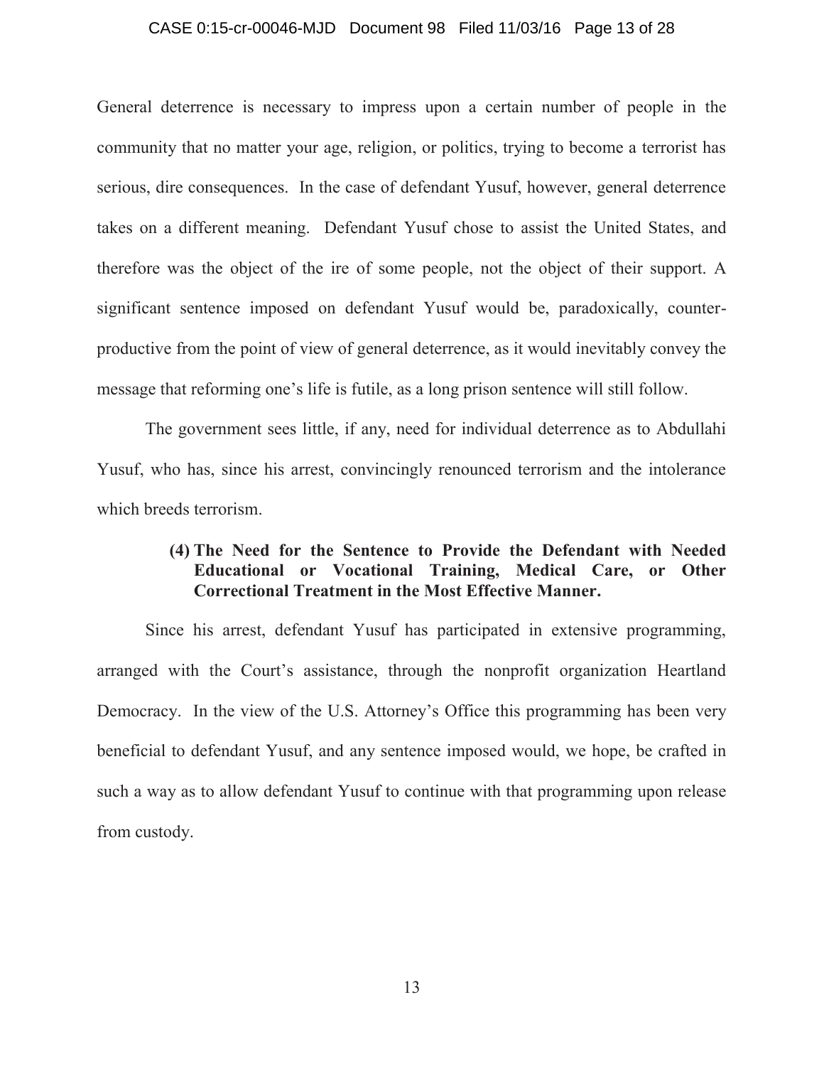General deterrence is necessary to impress upon a certain number of people in the community that no matter your age, religion, or politics, trying to become a terrorist has serious, dire consequences. In the case of defendant Yusuf, however, general deterrence takes on a different meaning. Defendant Yusuf chose to assist the United States, and therefore was the object of the ire of some people, not the object of their support. A significant sentence imposed on defendant Yusuf would be, paradoxically, counter-productive from the point of view of general deterrence, as it would inevitably convey the message that reforming one's life is futile, as a long prison sentence will still follow.

The government sees little, if any, need for individual deterrence as to Abdullahi Yusuf, who has, since his arrest, convincingly renounced terrorism and the intolerance which breeds terrorism.

**(4) The Need for the Sentence to Provide the Defendant with Needed Educational or Vocational Training, Medical Care, or Other Correctional Treatment in the Most Effective Manner.**

Since his arrest, defendant Yusuf has participated in extensive programming, arranged with the Court's assistance, through the nonprofit organization Heartland Democracy. In the view of the U.S. Attorney's Office this programming has been very beneficial to defendant Yusuf, and any sentence imposed would, we hope, be crafted in such a way as to allow defendant Yusuf to continue with that programming upon release from custody.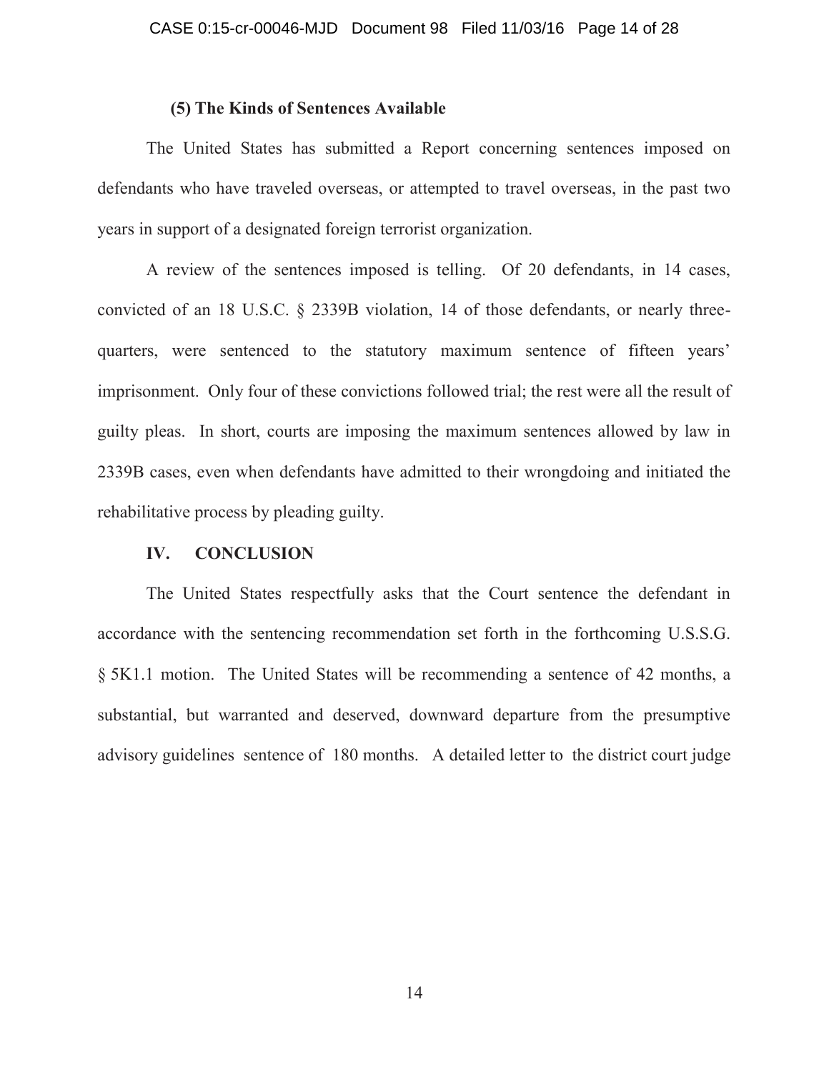### (5) The Kinds of Sentences Available

The United States has submitted a Report concerning sentences imposed on defendants who have traveled overseas, or attempted to travel overseas, in the past two years in support of a designated foreign terrorist organization.

A review of the sentences imposed is telling. Of 20 defendants, in 14 cases, convicted of an 18 U.S.C. § 2339B violation, 14 of those defendants, or nearly three-quarters, were sentenced to the statutory maximum sentence of fifteen years' imprisonment. Only four of these convictions followed trial; the rest were all the result of guilty pleas. In short, courts are imposing the maximum sentences allowed by law in 2339B cases, even when defendants have admitted to their wrongdoing and initiated the rehabilitative process by pleading guilty.

## IV. CONCLUSION

The United States respectfully asks that the Court sentence the defendant in accordance with the sentencing recommendation set forth in the forthcoming U.S.S.G. § 5K1.1 motion. The United States will be recommending a sentence of 42 months, a substantial, but warranted and deserved, downward departure from the presumptive advisory guidelines sentence of 180 months. A detailed letter to the district court judge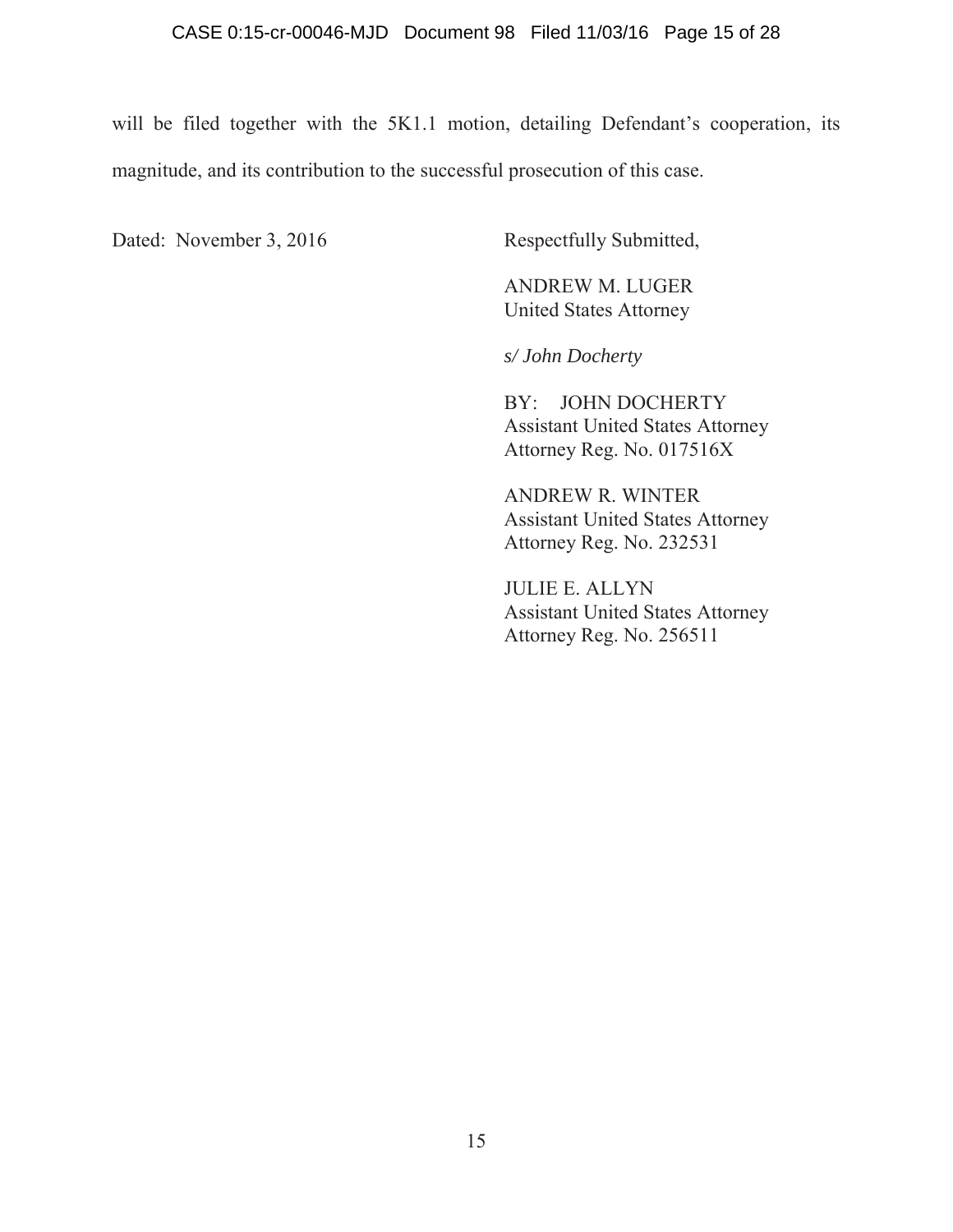will be filed together with the 5K1.1 motion, detailing Defendant's cooperation, its magnitude, and its contribution to the successful prosecution of this case.

Dated: November 3, 2016

Respectfully Submitted,

ANDREW M. LUGER
United States Attorney

*s/ John Docherty*

BY: JOHN DOCHERTY
Assistant United States Attorney
Attorney Reg. No. 017516X

ANDREW R. WINTER
Assistant United States Attorney
Attorney Reg. No. 232531

JULIE E. ALLYN
Assistant United States Attorney
Attorney Reg. No. 256511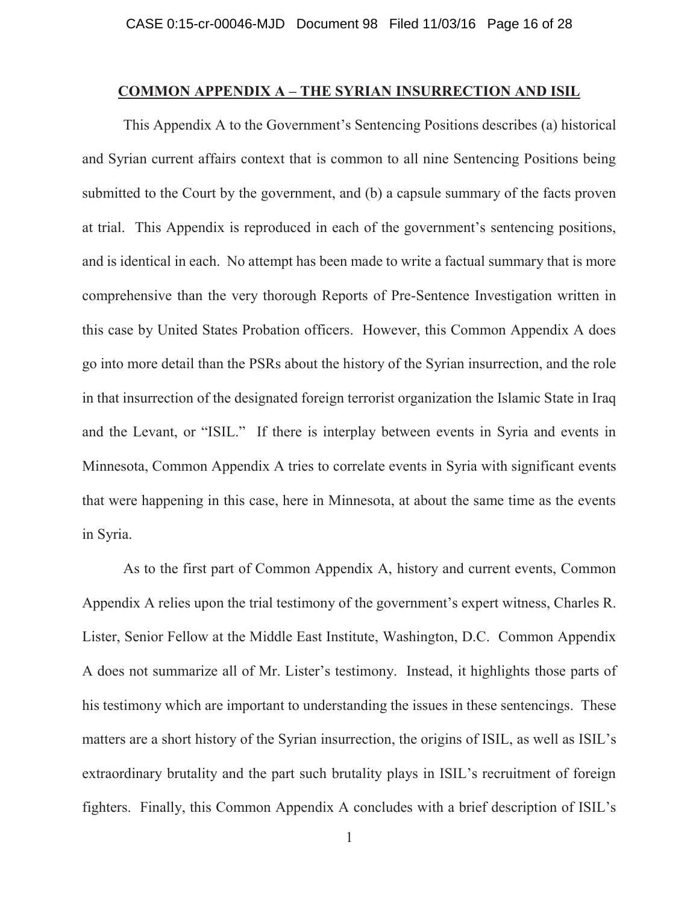## COMMON APPENDIX A – THE SYRIAN INSURRECTION AND ISIL

This Appendix A to the Government's Sentencing Positions describes (a) historical and Syrian current affairs context that is common to all nine Sentencing Positions being submitted to the Court by the government, and (b) a capsule summary of the facts proven at trial. This Appendix is reproduced in each of the government's sentencing positions, and is identical in each. No attempt has been made to write a factual summary that is more comprehensive than the very thorough Reports of Pre-Sentence Investigation written in this case by United States Probation officers. However, this Common Appendix A does go into more detail than the PSRs about the history of the Syrian insurrection, and the role in that insurrection of the designated foreign terrorist organization the Islamic State in Iraq and the Levant, or "ISIL." If there is interplay between events in Syria and events in Minnesota, Common Appendix A tries to correlate events in Syria with significant events that were happening in this case, here in Minnesota, at about the same time as the events in Syria.

As to the first part of Common Appendix A, history and current events, Common Appendix A relies upon the trial testimony of the government's expert witness, Charles R. Lister, Senior Fellow at the Middle East Institute, Washington, D.C. Common Appendix A does not summarize all of Mr. Lister's testimony. Instead, it highlights those parts of his testimony which are important to understanding the issues in these sentencings. These matters are a short history of the Syrian insurrection, the origins of ISIL, as well as ISIL's extraordinary brutality and the part such brutality plays in ISIL's recruitment of foreign fighters. Finally, this Common Appendix A concludes with a brief description of ISIL's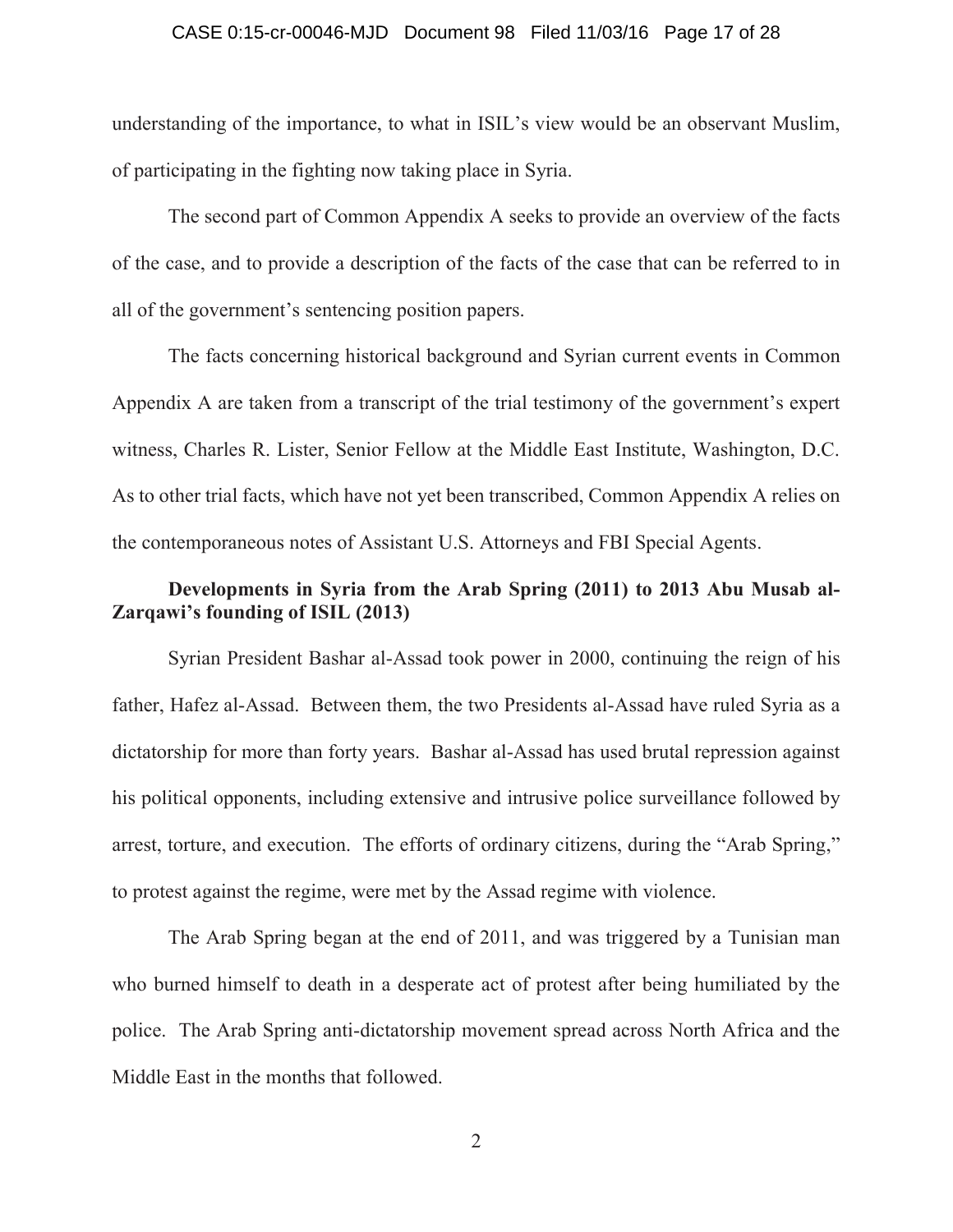understanding of the importance, to what in ISIL's view would be an observant Muslim, of participating in the fighting now taking place in Syria.

The second part of Common Appendix A seeks to provide an overview of the facts of the case, and to provide a description of the facts of the case that can be referred to in all of the government's sentencing position papers.

The facts concerning historical background and Syrian current events in Common Appendix A are taken from a transcript of the trial testimony of the government's expert witness, Charles R. Lister, Senior Fellow at the Middle East Institute, Washington, D.C. As to other trial facts, which have not yet been transcribed, Common Appendix A relies on the contemporaneous notes of Assistant U.S. Attorneys and FBI Special Agents.

**Developments in Syria from the Arab Spring (2011) to 2013 Abu Musab al-Zarqawi's founding of ISIL (2013)**

Syrian President Bashar al-Assad took power in 2000, continuing the reign of his father, Hafez al-Assad. Between them, the two Presidents al-Assad have ruled Syria as a dictatorship for more than forty years. Bashar al-Assad has used brutal repression against his political opponents, including extensive and intrusive police surveillance followed by arrest, torture, and execution. The efforts of ordinary citizens, during the "Arab Spring," to protest against the regime, were met by the Assad regime with violence.

The Arab Spring began at the end of 2011, and was triggered by a Tunisian man who burned himself to death in a desperate act of protest after being humiliated by the police. The Arab Spring anti-dictatorship movement spread across North Africa and the Middle East in the months that followed.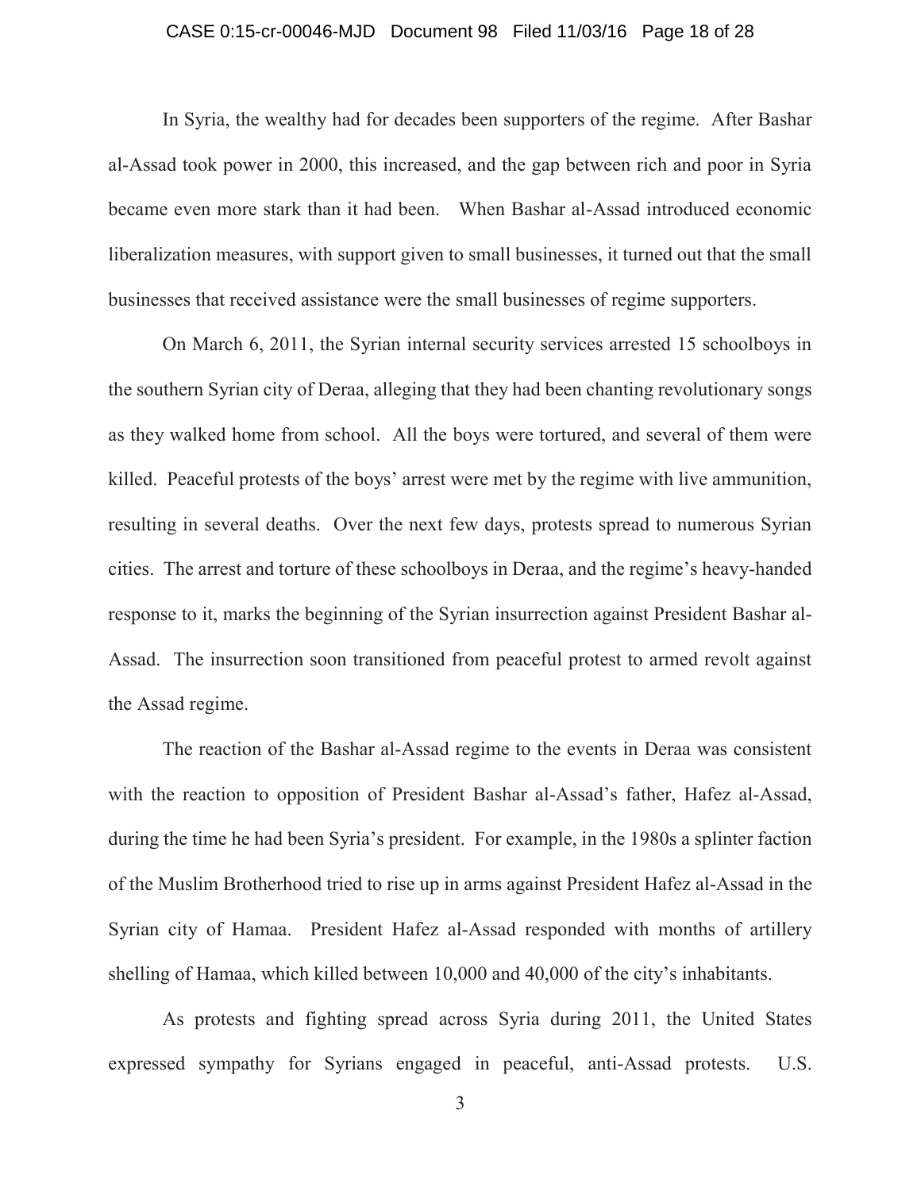In Syria, the wealthy had for decades been supporters of the regime. After Bashar al-Assad took power in 2000, this increased, and the gap between rich and poor in Syria became even more stark than it had been. When Bashar al-Assad introduced economic liberalization measures, with support given to small businesses, it turned out that the small businesses that received assistance were the small businesses of regime supporters.

On March 6, 2011, the Syrian internal security services arrested 15 schoolboys in the southern Syrian city of Deraa, alleging that they had been chanting revolutionary songs as they walked home from school. All the boys were tortured, and several of them were killed. Peaceful protests of the boys' arrest were met by the regime with live ammunition, resulting in several deaths. Over the next few days, protests spread to numerous Syrian cities. The arrest and torture of these schoolboys in Deraa, and the regime's heavy-handed response to it, marks the beginning of the Syrian insurrection against President Bashar al-Assad. The insurrection soon transitioned from peaceful protest to armed revolt against the Assad regime.

The reaction of the Bashar al-Assad regime to the events in Deraa was consistent with the reaction to opposition of President Bashar al-Assad's father, Hafez al-Assad, during the time he had been Syria's president. For example, in the 1980s a splinter faction of the Muslim Brotherhood tried to rise up in arms against President Hafez al-Assad in the Syrian city of Hamaa. President Hafez al-Assad responded with months of artillery shelling of Hamaa, which killed between 10,000 and 40,000 of the city's inhabitants.

As protests and fighting spread across Syria during 2011, the United States expressed sympathy for Syrians engaged in peaceful, anti-Assad protests. U.S.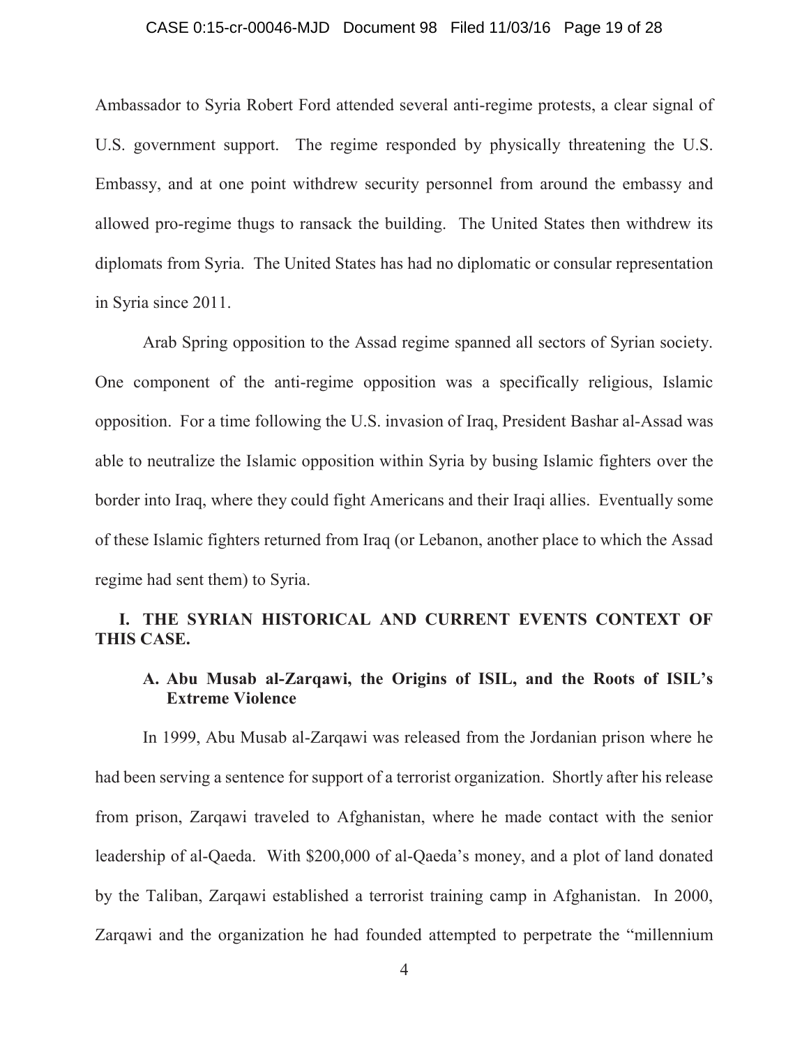Ambassador to Syria Robert Ford attended several anti-regime protests, a clear signal of U.S. government support. The regime responded by physically threatening the U.S. Embassy, and at one point withdrew security personnel from around the embassy and allowed pro-regime thugs to ransack the building. The United States then withdrew its diplomats from Syria. The United States has had no diplomatic or consular representation in Syria since 2011.

Arab Spring opposition to the Assad regime spanned all sectors of Syrian society. One component of the anti-regime opposition was a specifically religious, Islamic opposition. For a time following the U.S. invasion of Iraq, President Bashar al-Assad was able to neutralize the Islamic opposition within Syria by busing Islamic fighters over the border into Iraq, where they could fight Americans and their Iraqi allies. Eventually some of these Islamic fighters returned from Iraq (or Lebanon, another place to which the Assad regime had sent them) to Syria.

## I. THE SYRIAN HISTORICAL AND CURRENT EVENTS CONTEXT OF THIS CASE.

### A. Abu Musab al-Zarqawi, the Origins of ISIL, and the Roots of ISIL's Extreme Violence

In 1999, Abu Musab al-Zarqawi was released from the Jordanian prison where he had been serving a sentence for support of a terrorist organization. Shortly after his release from prison, Zarqawi traveled to Afghanistan, where he made contact with the senior leadership of al-Qaeda. With $200,000 of al-Qaeda's money, and a plot of land donated by the Taliban, Zarqawi established a terrorist training camp in Afghanistan. In 2000, Zarqawi and the organization he had founded attempted to perpetrate the "millennium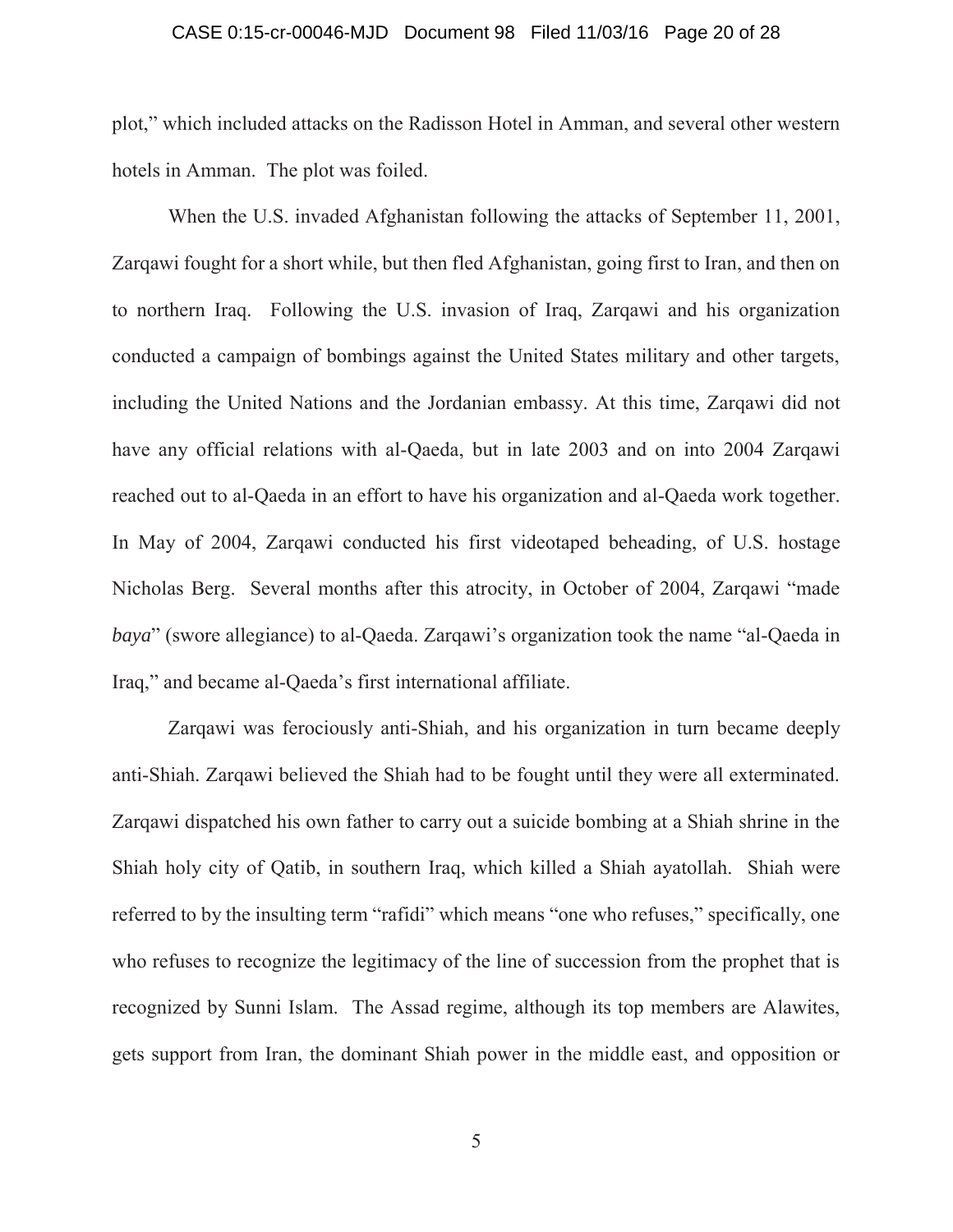plot," which included attacks on the Radisson Hotel in Amman, and several other western hotels in Amman. The plot was foiled.

When the U.S. invaded Afghanistan following the attacks of September 11, 2001, Zarqawi fought for a short while, but then fled Afghanistan, going first to Iran, and then on to northern Iraq. Following the U.S. invasion of Iraq, Zarqawi and his organization conducted a campaign of bombings against the United States military and other targets, including the United Nations and the Jordanian embassy. At this time, Zarqawi did not have any official relations with al-Qaeda, but in late 2003 and on into 2004 Zarqawi reached out to al-Qaeda in an effort to have his organization and al-Qaeda work together. In May of 2004, Zarqawi conducted his first videotaped beheading, of U.S. hostage Nicholas Berg. Several months after this atrocity, in October of 2004, Zarqawi "made *baya*" (swore allegiance) to al-Qaeda. Zarqawi's organization took the name "al-Qaeda in Iraq," and became al-Qaeda's first international affiliate.

Zarqawi was ferociously anti-Shiah, and his organization in turn became deeply anti-Shiah. Zarqawi believed the Shiah had to be fought until they were all exterminated. Zarqawi dispatched his own father to carry out a suicide bombing at a Shiah shrine in the Shiah holy city of Qatib, in southern Iraq, which killed a Shiah ayatollah. Shiah were referred to by the insulting term "rafidi" which means "one who refuses," specifically, one who refuses to recognize the legitimacy of the line of succession from the prophet that is recognized by Sunni Islam. The Assad regime, although its top members are Alawites, gets support from Iran, the dominant Shiah power in the middle east, and opposition or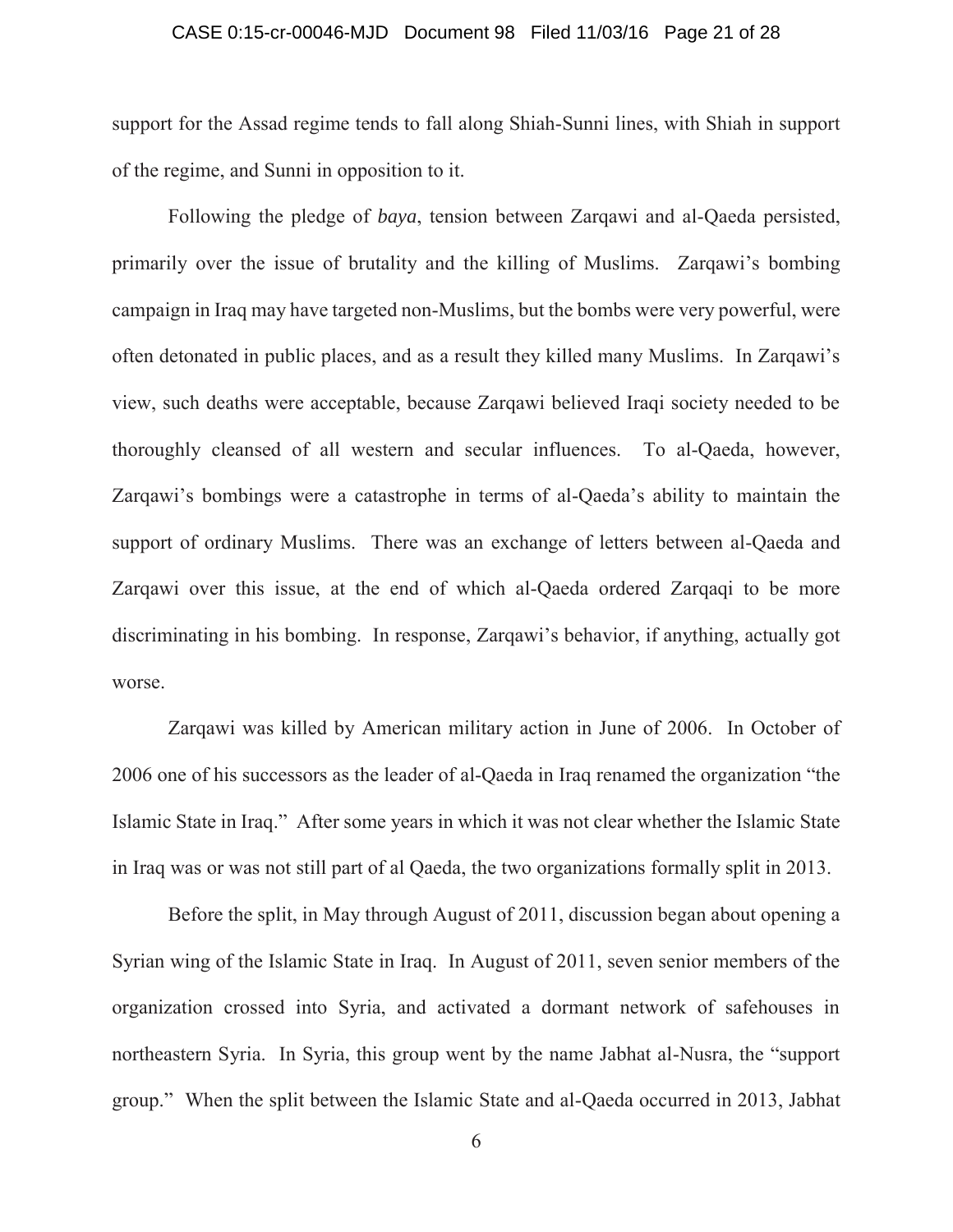support for the Assad regime tends to fall along Shiah-Sunni lines, with Shiah in support of the regime, and Sunni in opposition to it.

Following the pledge of *baya*, tension between Zarqawi and al-Qaeda persisted, primarily over the issue of brutality and the killing of Muslims. Zarqawi's bombing campaign in Iraq may have targeted non-Muslims, but the bombs were very powerful, were often detonated in public places, and as a result they killed many Muslims. In Zarqawi's view, such deaths were acceptable, because Zarqawi believed Iraqi society needed to be thoroughly cleansed of all western and secular influences. To al-Qaeda, however, Zarqawi's bombings were a catastrophe in terms of al-Qaeda's ability to maintain the support of ordinary Muslims. There was an exchange of letters between al-Qaeda and Zarqawi over this issue, at the end of which al-Qaeda ordered Zarqaqi to be more discriminating in his bombing. In response, Zarqawi's behavior, if anything, actually got worse.

Zarqawi was killed by American military action in June of 2006. In October of 2006 one of his successors as the leader of al-Qaeda in Iraq renamed the organization "the Islamic State in Iraq." After some years in which it was not clear whether the Islamic State in Iraq was or was not still part of al Qaeda, the two organizations formally split in 2013.

Before the split, in May through August of 2011, discussion began about opening a Syrian wing of the Islamic State in Iraq. In August of 2011, seven senior members of the organization crossed into Syria, and activated a dormant network of safehouses in northeastern Syria. In Syria, this group went by the name Jabhat al-Nusra, the "support group." When the split between the Islamic State and al-Qaeda occurred in 2013, Jabhat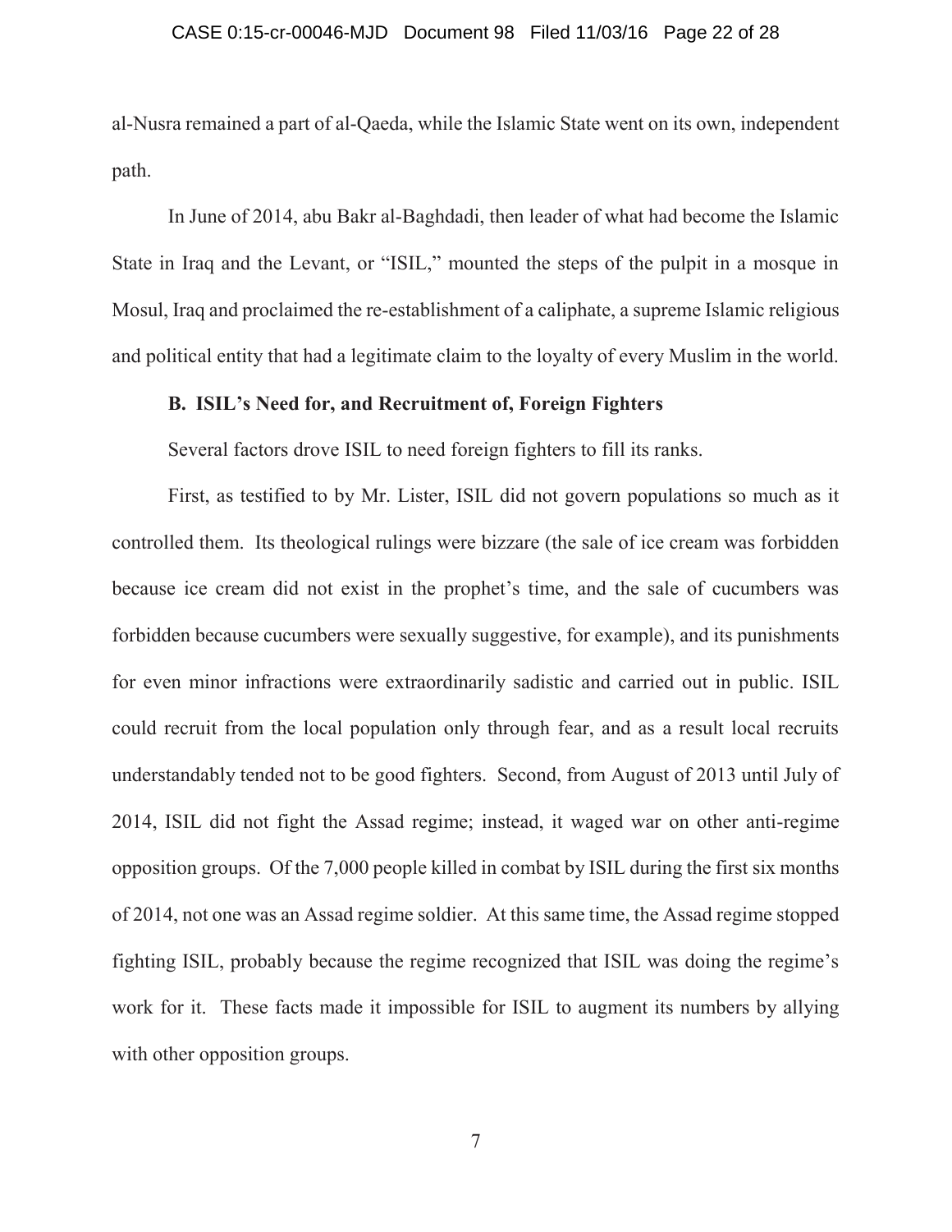al-Nusra remained a part of al-Qaeda, while the Islamic State went on its own, independent path.

In June of 2014, abu Bakr al-Baghdadi, then leader of what had become the Islamic State in Iraq and the Levant, or "ISIL," mounted the steps of the pulpit in a mosque in Mosul, Iraq and proclaimed the re-establishment of a caliphate, a supreme Islamic religious and political entity that had a legitimate claim to the loyalty of every Muslim in the world.

**B. ISIL's Need for, and Recruitment of, Foreign Fighters**

Several factors drove ISIL to need foreign fighters to fill its ranks.

First, as testified to by Mr. Lister, ISIL did not govern populations so much as it controlled them. Its theological rulings were bizzare (the sale of ice cream was forbidden because ice cream did not exist in the prophet's time, and the sale of cucumbers was forbidden because cucumbers were sexually suggestive, for example), and its punishments for even minor infractions were extraordinarily sadistic and carried out in public. ISIL could recruit from the local population only through fear, and as a result local recruits understandably tended not to be good fighters. Second, from August of 2013 until July of 2014, ISIL did not fight the Assad regime; instead, it waged war on other anti-regime opposition groups. Of the 7,000 people killed in combat by ISIL during the first six months of 2014, not one was an Assad regime soldier. At this same time, the Assad regime stopped fighting ISIL, probably because the regime recognized that ISIL was doing the regime's work for it. These facts made it impossible for ISIL to augment its numbers by allying with other opposition groups.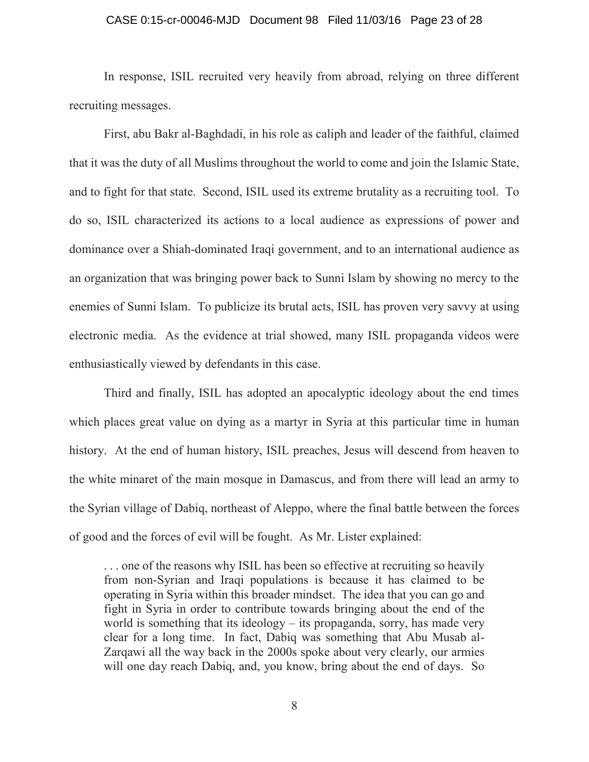In response, ISIL recruited very heavily from abroad, relying on three different recruiting messages.

First, abu Bakr al-Baghdadi, in his role as caliph and leader of the faithful, claimed that it was the duty of all Muslims throughout the world to come and join the Islamic State, and to fight for that state. Second, ISIL used its extreme brutality as a recruiting tool. To do so, ISIL characterized its actions to a local audience as expressions of power and dominance over a Shiah-dominated Iraqi government, and to an international audience as an organization that was bringing power back to Sunni Islam by showing no mercy to the enemies of Sunni Islam. To publicize its brutal acts, ISIL has proven very savvy at using electronic media. As the evidence at trial showed, many ISIL propaganda videos were enthusiastically viewed by defendants in this case.

Third and finally, ISIL has adopted an apocalyptic ideology about the end times which places great value on dying as a martyr in Syria at this particular time in human history. At the end of human history, ISIL preaches, Jesus will descend from heaven to the white minaret of the main mosque in Damascus, and from there will lead an army to the Syrian village of Dabiq, northeast of Aleppo, where the final battle between the forces of good and the forces of evil will be fought. As Mr. Lister explained:

> . . . one of the reasons why ISIL has been so effective at recruiting so heavily from non-Syrian and Iraqi populations is because it has claimed to be operating in Syria within this broader mindset. The idea that you can go and fight in Syria in order to contribute towards bringing about the end of the world is something that its ideology – its propaganda, sorry, has made very clear for a long time. In fact, Dabiq was something that Abu Musab al-Zarqawi all the way back in the 2000s spoke about very clearly, our armies will one day reach Dabiq, and, you know, bring about the end of days. So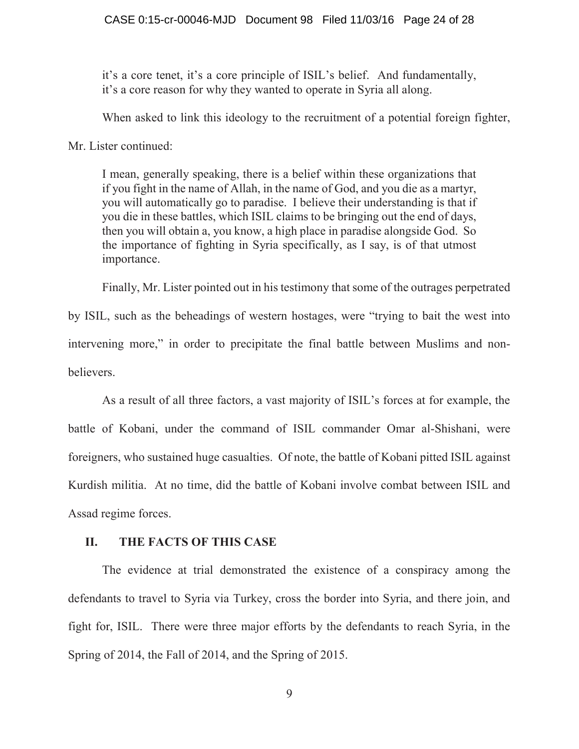> it's a core tenet, it's a core principle of ISIL's belief. And fundamentally, it's a core reason for why they wanted to operate in Syria all along.

When asked to link this ideology to the recruitment of a potential foreign fighter, Mr. Lister continued:

> I mean, generally speaking, there is a belief within these organizations that if you fight in the name of Allah, in the name of God, and you die as a martyr, you will automatically go to paradise. I believe their understanding is that if you die in these battles, which ISIL claims to be bringing out the end of days, then you will obtain a, you know, a high place in paradise alongside God. So the importance of fighting in Syria specifically, as I say, is of that utmost importance.

Finally, Mr. Lister pointed out in his testimony that some of the outrages perpetrated by ISIL, such as the beheadings of western hostages, were "trying to bait the west into intervening more," in order to precipitate the final battle between Muslims and non-believers.

As a result of all three factors, a vast majority of ISIL's forces at for example, the battle of Kobani, under the command of ISIL commander Omar al-Shishani, were foreigners, who sustained huge casualties. Of note, the battle of Kobani pitted ISIL against Kurdish militia. At no time, did the battle of Kobani involve combat between ISIL and Assad regime forces.

## II. THE FACTS OF THIS CASE

The evidence at trial demonstrated the existence of a conspiracy among the defendants to travel to Syria via Turkey, cross the border into Syria, and there join, and fight for, ISIL. There were three major efforts by the defendants to reach Syria, in the Spring of 2014, the Fall of 2014, and the Spring of 2015.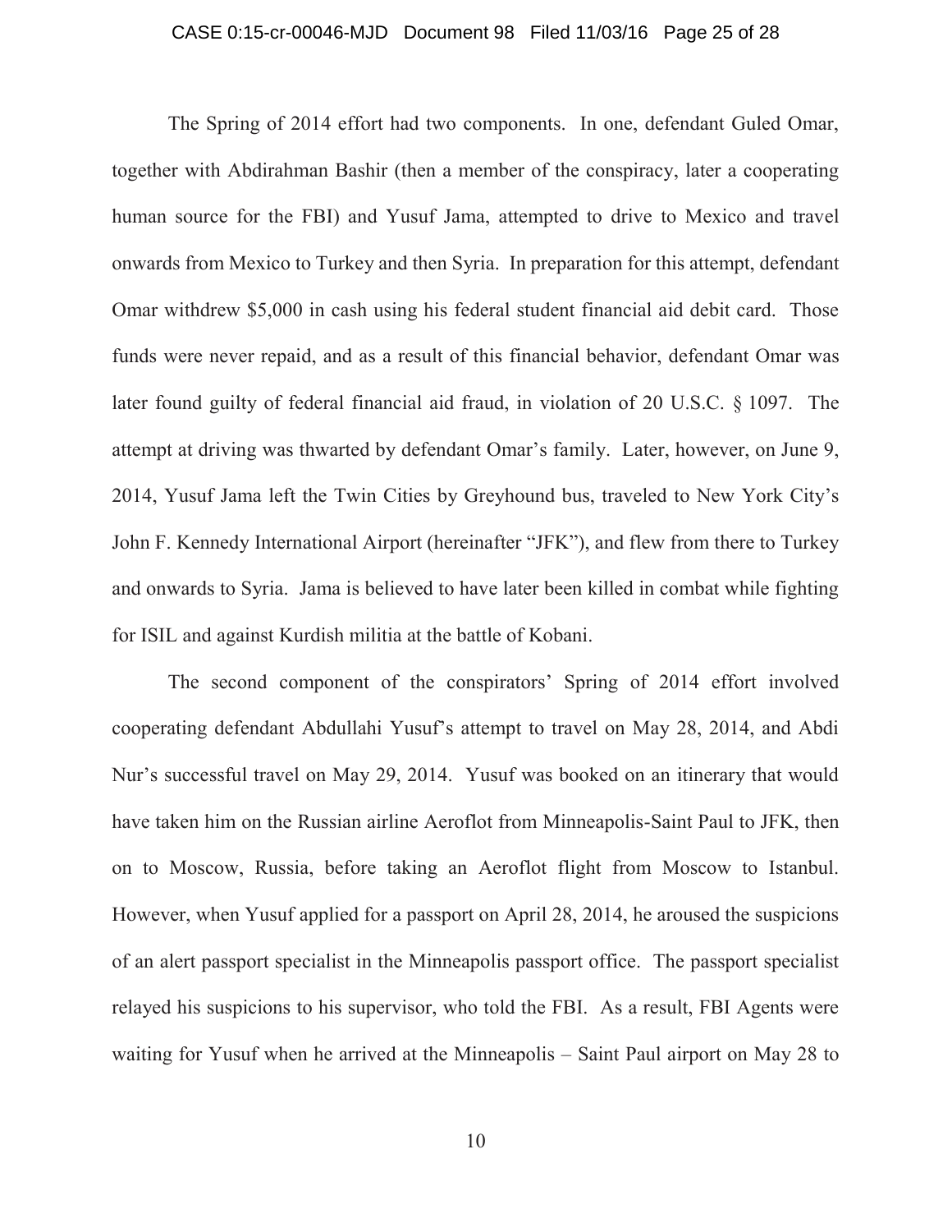The Spring of 2014 effort had two components. In one, defendant Guled Omar, together with Abdirahman Bashir (then a member of the conspiracy, later a cooperating human source for the FBI) and Yusuf Jama, attempted to drive to Mexico and travel onwards from Mexico to Turkey and then Syria. In preparation for this attempt, defendant Omar withdrew $5,000 in cash using his federal student financial aid debit card. Those funds were never repaid, and as a result of this financial behavior, defendant Omar was later found guilty of federal financial aid fraud, in violation of 20 U.S.C. § 1097. The attempt at driving was thwarted by defendant Omar's family. Later, however, on June 9, 2014, Yusuf Jama left the Twin Cities by Greyhound bus, traveled to New York City's John F. Kennedy International Airport (hereinafter "JFK"), and flew from there to Turkey and onwards to Syria. Jama is believed to have later been killed in combat while fighting for ISIL and against Kurdish militia at the battle of Kobani.

The second component of the conspirators' Spring of 2014 effort involved cooperating defendant Abdullahi Yusuf's attempt to travel on May 28, 2014, and Abdi Nur's successful travel on May 29, 2014. Yusuf was booked on an itinerary that would have taken him on the Russian airline Aeroflot from Minneapolis-Saint Paul to JFK, then on to Moscow, Russia, before taking an Aeroflot flight from Moscow to Istanbul. However, when Yusuf applied for a passport on April 28, 2014, he aroused the suspicions of an alert passport specialist in the Minneapolis passport office. The passport specialist relayed his suspicions to his supervisor, who told the FBI. As a result, FBI Agents were waiting for Yusuf when he arrived at the Minneapolis – Saint Paul airport on May 28 to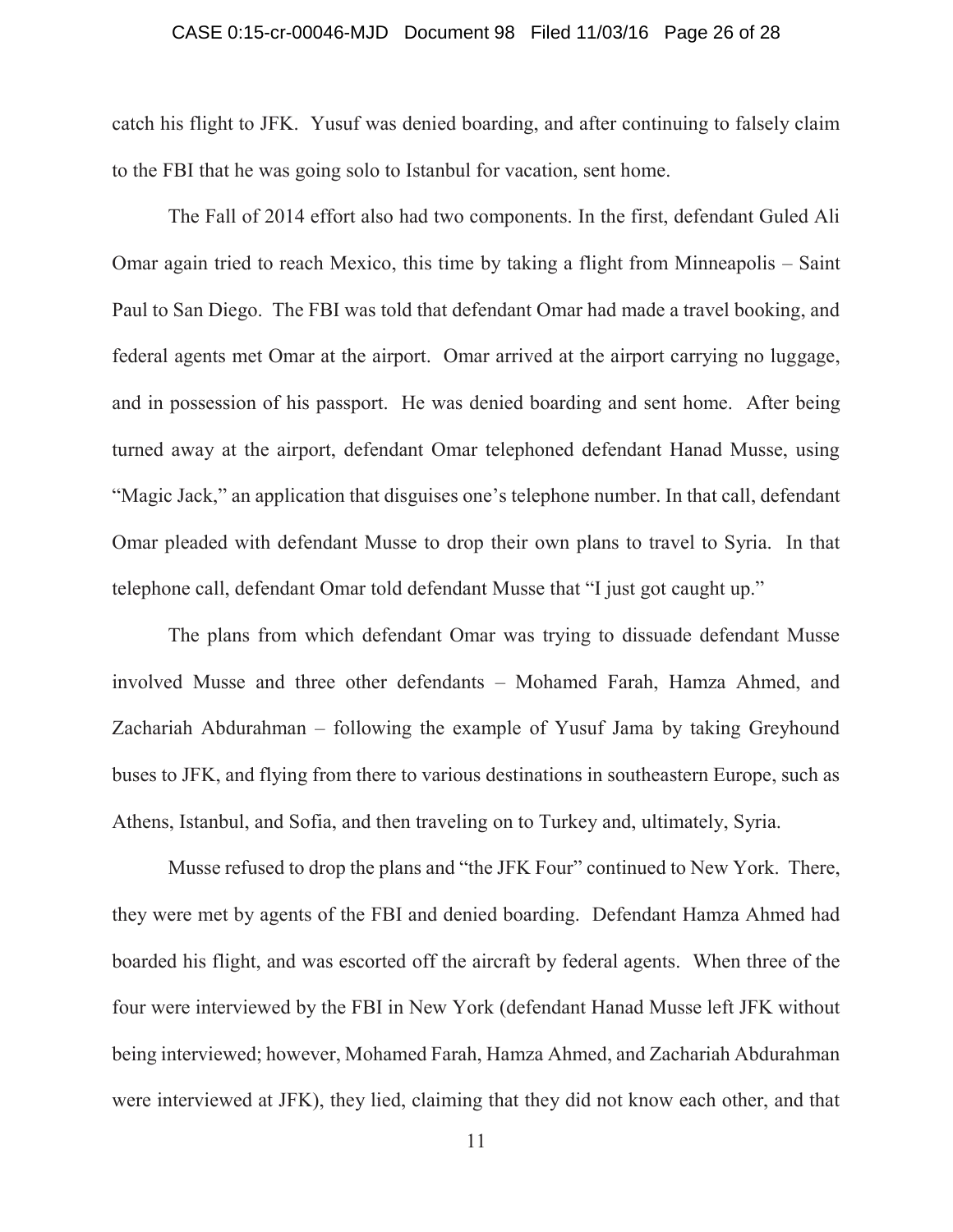catch his flight to JFK. Yusuf was denied boarding, and after continuing to falsely claim to the FBI that he was going solo to Istanbul for vacation, sent home.

The Fall of 2014 effort also had two components. In the first, defendant Guled Ali Omar again tried to reach Mexico, this time by taking a flight from Minneapolis – Saint Paul to San Diego. The FBI was told that defendant Omar had made a travel booking, and federal agents met Omar at the airport. Omar arrived at the airport carrying no luggage, and in possession of his passport. He was denied boarding and sent home. After being turned away at the airport, defendant Omar telephoned defendant Hanad Musse, using "Magic Jack," an application that disguises one's telephone number. In that call, defendant Omar pleaded with defendant Musse to drop their own plans to travel to Syria. In that telephone call, defendant Omar told defendant Musse that "I just got caught up."

The plans from which defendant Omar was trying to dissuade defendant Musse involved Musse and three other defendants – Mohamed Farah, Hamza Ahmed, and Zachariah Abdurahman – following the example of Yusuf Jama by taking Greyhound buses to JFK, and flying from there to various destinations in southeastern Europe, such as Athens, Istanbul, and Sofia, and then traveling on to Turkey and, ultimately, Syria.

Musse refused to drop the plans and "the JFK Four" continued to New York. There, they were met by agents of the FBI and denied boarding. Defendant Hamza Ahmed had boarded his flight, and was escorted off the aircraft by federal agents. When three of the four were interviewed by the FBI in New York (defendant Hanad Musse left JFK without being interviewed; however, Mohamed Farah, Hamza Ahmed, and Zachariah Abdurahman were interviewed at JFK), they lied, claiming that they did not know each other, and that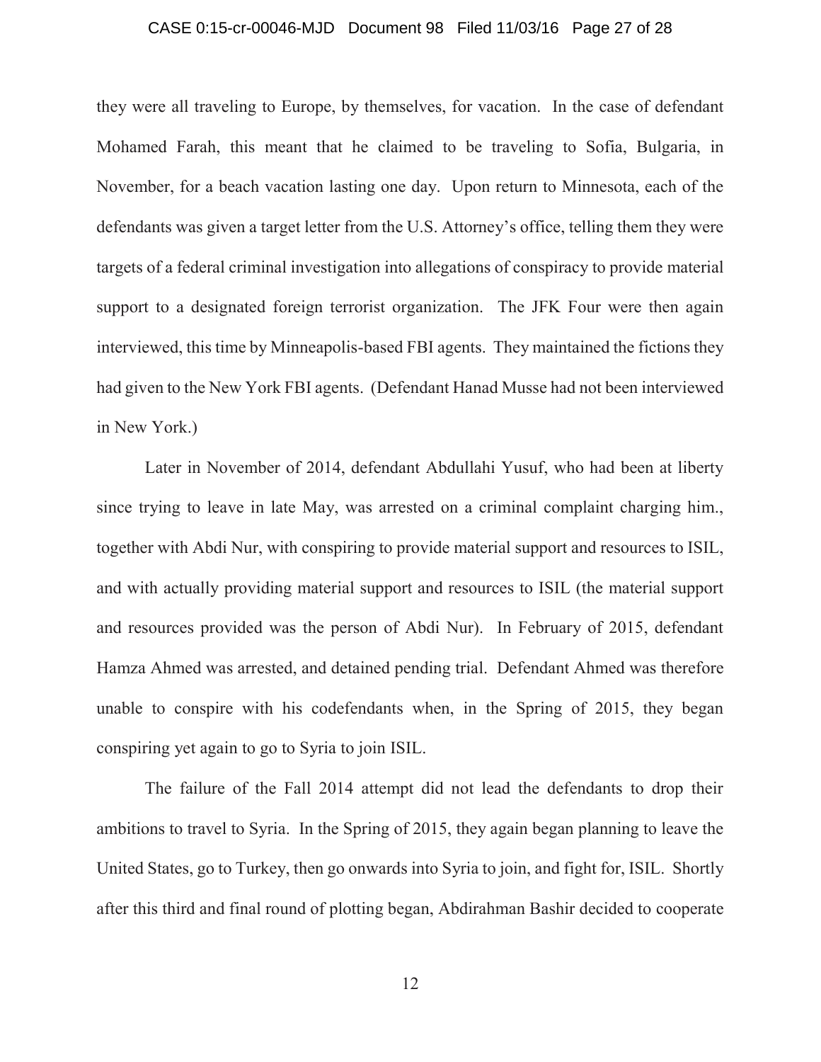they were all traveling to Europe, by themselves, for vacation. In the case of defendant Mohamed Farah, this meant that he claimed to be traveling to Sofia, Bulgaria, in November, for a beach vacation lasting one day. Upon return to Minnesota, each of the defendants was given a target letter from the U.S. Attorney's office, telling them they were targets of a federal criminal investigation into allegations of conspiracy to provide material support to a designated foreign terrorist organization. The JFK Four were then again interviewed, this time by Minneapolis-based FBI agents. They maintained the fictions they had given to the New York FBI agents. (Defendant Hanad Musse had not been interviewed in New York.)

Later in November of 2014, defendant Abdullahi Yusuf, who had been at liberty since trying to leave in late May, was arrested on a criminal complaint charging him., together with Abdi Nur, with conspiring to provide material support and resources to ISIL, and with actually providing material support and resources to ISIL (the material support and resources provided was the person of Abdi Nur). In February of 2015, defendant Hamza Ahmed was arrested, and detained pending trial. Defendant Ahmed was therefore unable to conspire with his codefendants when, in the Spring of 2015, they began conspiring yet again to go to Syria to join ISIL.

The failure of the Fall 2014 attempt did not lead the defendants to drop their ambitions to travel to Syria. In the Spring of 2015, they again began planning to leave the United States, go to Turkey, then go onwards into Syria to join, and fight for, ISIL. Shortly after this third and final round of plotting began, Abdirahman Bashir decided to cooperate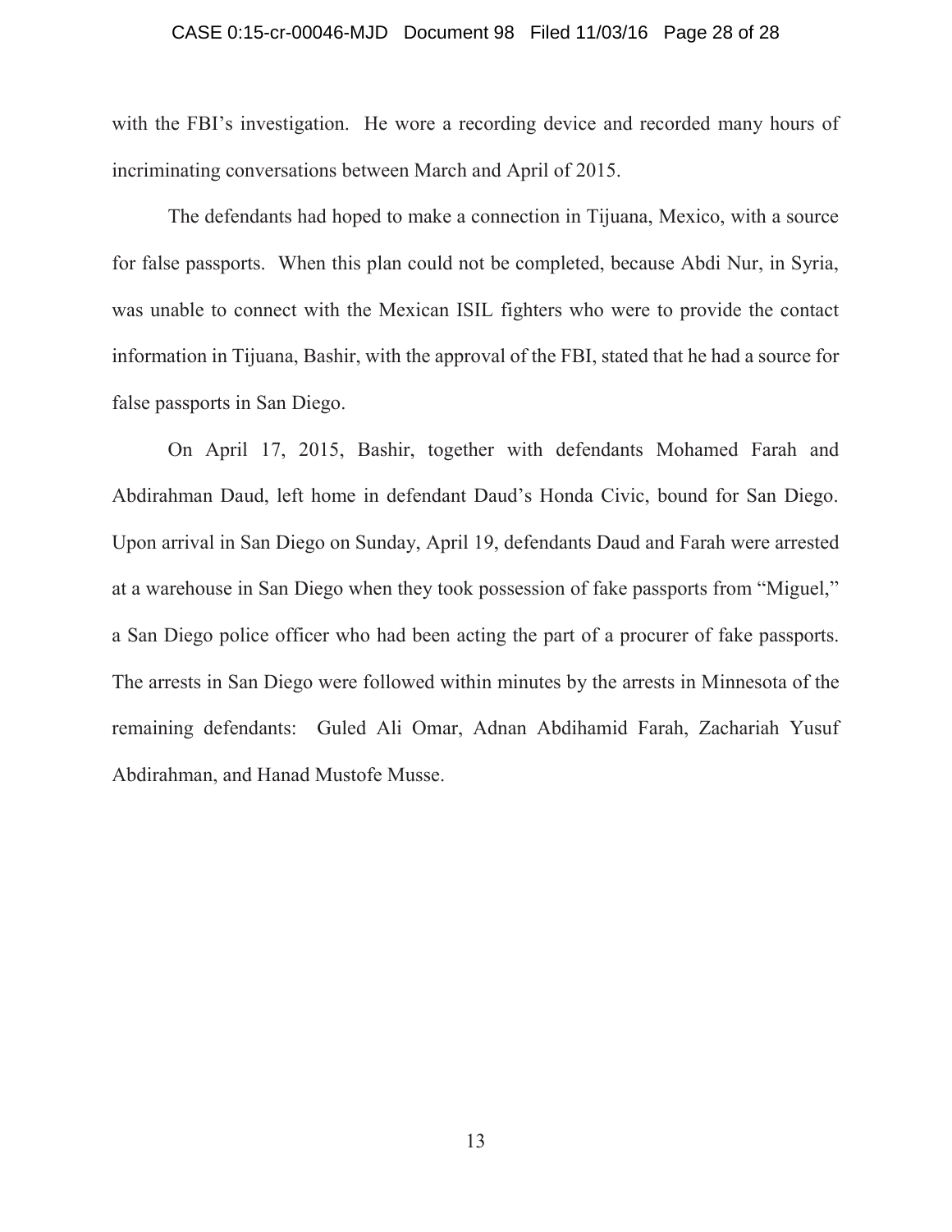with the FBI's investigation. He wore a recording device and recorded many hours of incriminating conversations between March and April of 2015.

The defendants had hoped to make a connection in Tijuana, Mexico, with a source for false passports. When this plan could not be completed, because Abdi Nur, in Syria, was unable to connect with the Mexican ISIL fighters who were to provide the contact information in Tijuana, Bashir, with the approval of the FBI, stated that he had a source for false passports in San Diego.

On April 17, 2015, Bashir, together with defendants Mohamed Farah and Abdirahman Daud, left home in defendant Daud's Honda Civic, bound for San Diego. Upon arrival in San Diego on Sunday, April 19, defendants Daud and Farah were arrested at a warehouse in San Diego when they took possession of fake passports from "Miguel," a San Diego police officer who had been acting the part of a procurer of fake passports. The arrests in San Diego were followed within minutes by the arrests in Minnesota of the remaining defendants: Guled Ali Omar, Adnan Abdihamid Farah, Zachariah Yusuf Abdirahman, and Hanad Mustofe Musse.